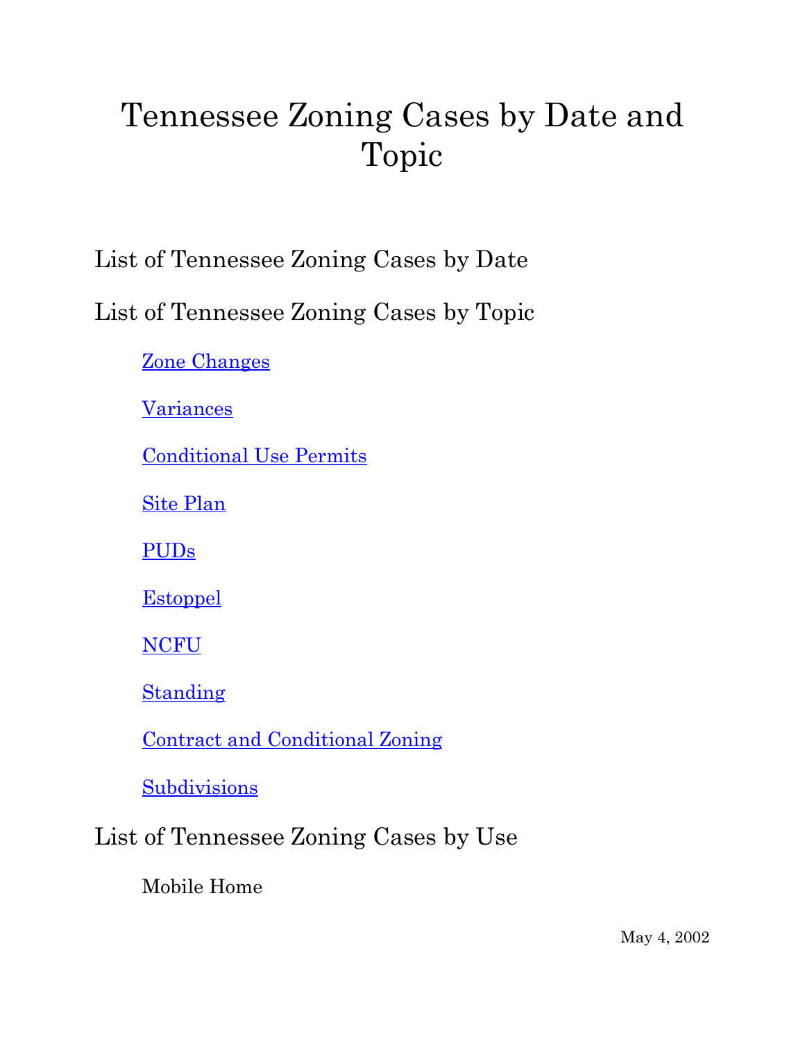# Tennessee Zoning Cases by Date and Topic

## List of Tennessee Zoning Cases by Date

## List of Tennessee Zoning Cases by Topic

- Zone Changes
- Variances
- Conditional Use Permits
- Site Plan
- PUDs
- Estoppel
- NCFU
- Standing
- Contract and Conditional Zoning
- Subdivisions

## List of Tennessee Zoning Cases by Use

- Mobile Home

May 4, 2002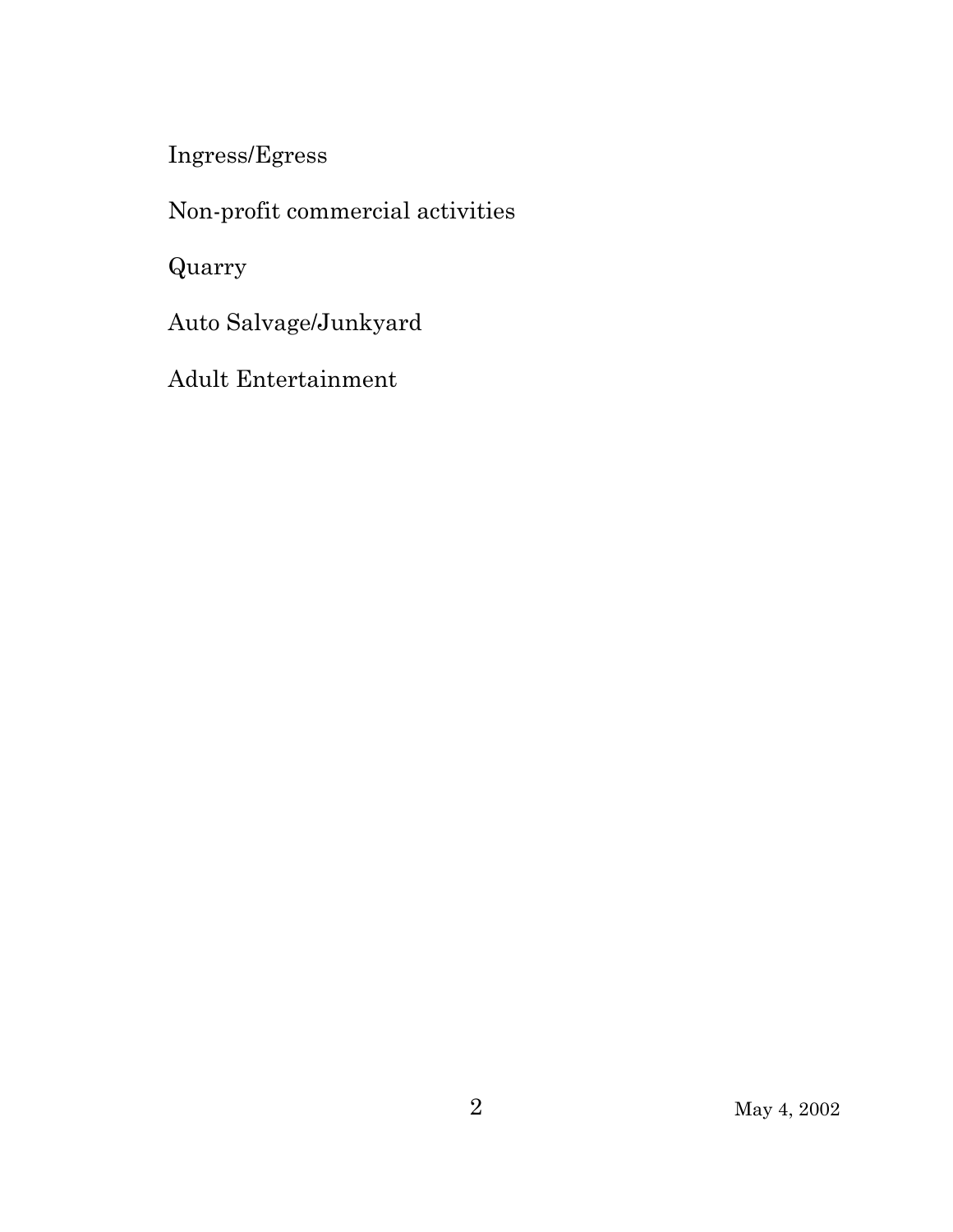Ingress/Egress

Non-profit commercial activities

Quarry

Auto Salvage/Junkyard

Adult Entertainment

May 4, 2002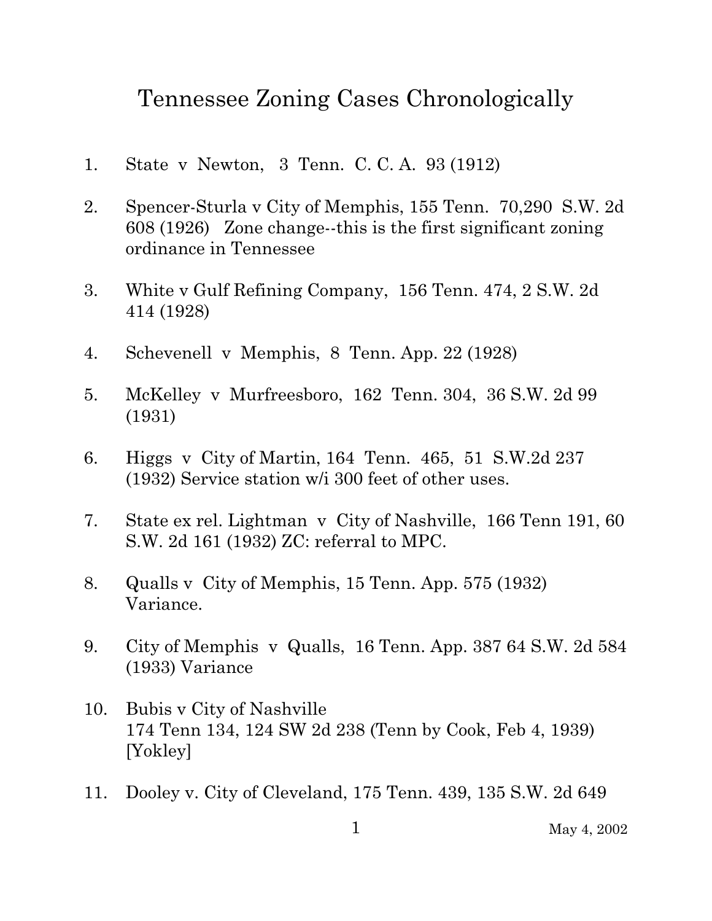# Tennessee Zoning Cases Chronologically

1. State v Newton, 3 Tenn. C. C. A. 93 (1912)

2. Spencer-Sturla v City of Memphis, 155 Tenn. 70,290 S.W. 2d 608 (1926) Zone change--this is the first significant zoning ordinance in Tennessee

3. White v Gulf Refining Company, 156 Tenn. 474, 2 S.W. 2d 414 (1928)

4. Schevenell v Memphis, 8 Tenn. App. 22 (1928)

5. McKelley v Murfreesboro, 162 Tenn. 304, 36 S.W. 2d 99 (1931)

6. Higgs v City of Martin, 164 Tenn. 465, 51 S.W.2d 237 (1932) Service station w/i 300 feet of other uses.

7. State ex rel. Lightman v City of Nashville, 166 Tenn 191, 60 S.W. 2d 161 (1932) ZC: referral to MPC.

8. Qualls v City of Memphis, 15 Tenn. App. 575 (1932) Variance.

9. City of Memphis v Qualls, 16 Tenn. App. 387 64 S.W. 2d 584 (1933) Variance

10. Bubis v City of Nashville
    174 Tenn 134, 124 SW 2d 238 (Tenn by Cook, Feb 4, 1939) [Yokley]

11. Dooley v. City of Cleveland, 175 Tenn. 439, 135 S.W. 2d 649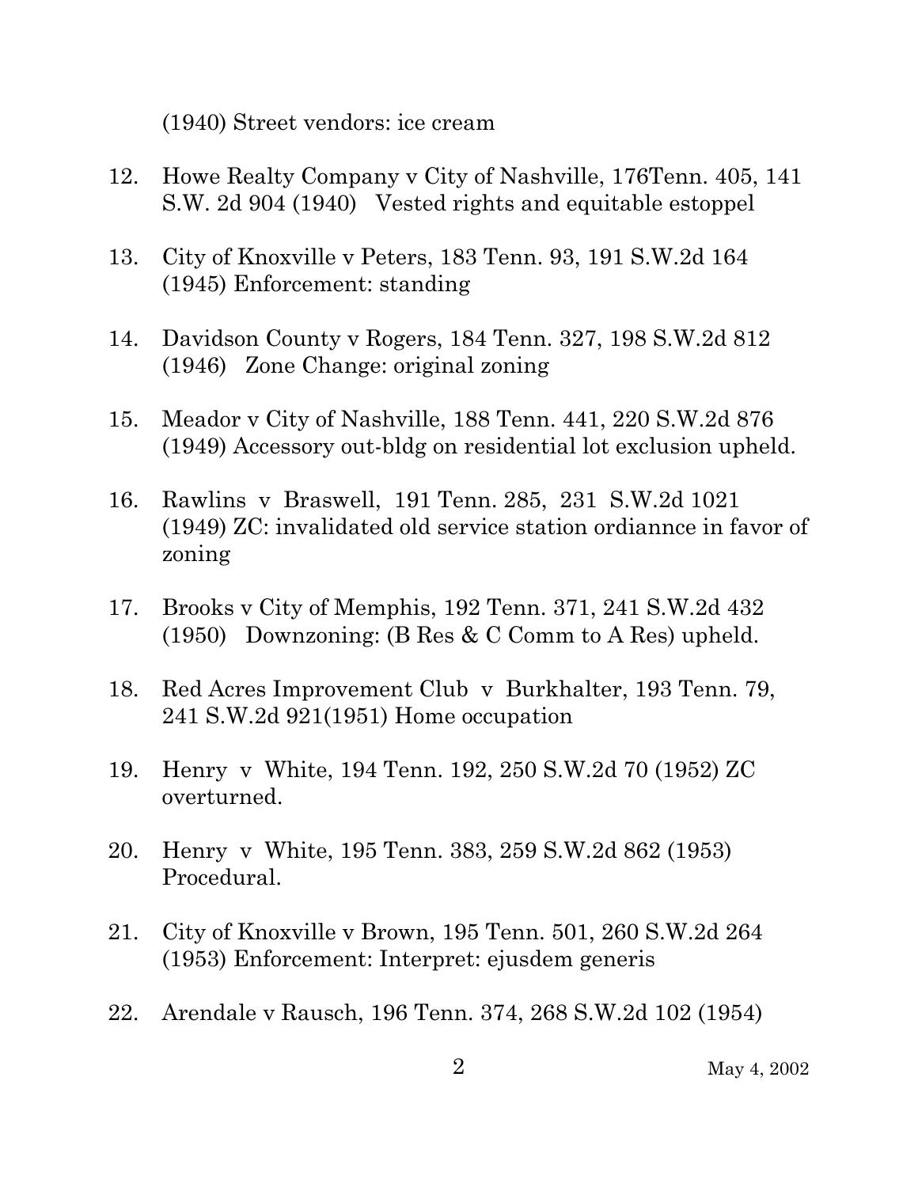(1940) Street vendors: ice cream

12. Howe Realty Company v City of Nashville, 176Tenn. 405, 141 S.W. 2d 904 (1940) Vested rights and equitable estoppel

13. City of Knoxville v Peters, 183 Tenn. 93, 191 S.W.2d 164 (1945) Enforcement: standing

14. Davidson County v Rogers, 184 Tenn. 327, 198 S.W.2d 812 (1946) Zone Change: original zoning

15. Meador v City of Nashville, 188 Tenn. 441, 220 S.W.2d 876 (1949) Accessory out-bldg on residential lot exclusion upheld.

16. Rawlins v Braswell, 191 Tenn. 285, 231 S.W.2d 1021 (1949) ZC: invalidated old service station ordiannce in favor of zoning

17. Brooks v City of Memphis, 192 Tenn. 371, 241 S.W.2d 432 (1950) Downzoning: (B Res & C Comm to A Res) upheld.

18. Red Acres Improvement Club v Burkhalter, 193 Tenn. 79, 241 S.W.2d 921(1951) Home occupation

19. Henry v White, 194 Tenn. 192, 250 S.W.2d 70 (1952) ZC overturned.

20. Henry v White, 195 Tenn. 383, 259 S.W.2d 862 (1953) Procedural.

21. City of Knoxville v Brown, 195 Tenn. 501, 260 S.W.2d 264 (1953) Enforcement: Interpret: ejusdem generis

22. Arendale v Rausch, 196 Tenn. 374, 268 S.W.2d 102 (1954)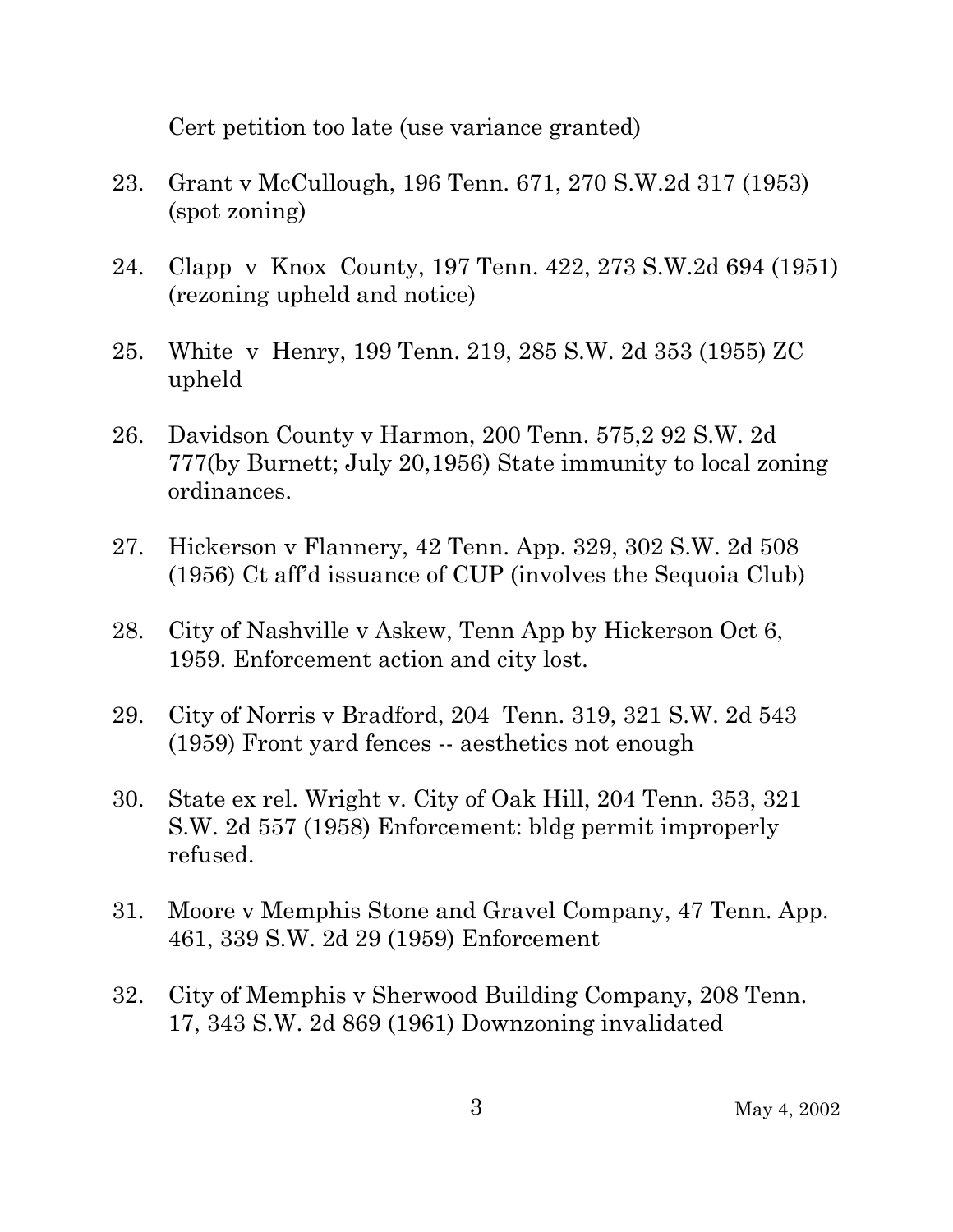Cert petition too late (use variance granted)

23. Grant v McCullough, 196 Tenn. 671, 270 S.W.2d 317 (1953) (spot zoning)

24. Clapp v Knox County, 197 Tenn. 422, 273 S.W.2d 694 (1951) (rezoning upheld and notice)

25. White v Henry, 199 Tenn. 219, 285 S.W. 2d 353 (1955) ZC upheld

26. Davidson County v Harmon, 200 Tenn. 575,2 92 S.W. 2d 777(by Burnett; July 20,1956) State immunity to local zoning ordinances.

27. Hickerson v Flannery, 42 Tenn. App. 329, 302 S.W. 2d 508 (1956) Ct aff'd issuance of CUP (involves the Sequoia Club)

28. City of Nashville v Askew, Tenn App by Hickerson Oct 6, 1959. Enforcement action and city lost.

29. City of Norris v Bradford, 204 Tenn. 319, 321 S.W. 2d 543 (1959) Front yard fences -- aesthetics not enough

30. State ex rel. Wright v. City of Oak Hill, 204 Tenn. 353, 321 S.W. 2d 557 (1958) Enforcement: bldg permit improperly refused.

31. Moore v Memphis Stone and Gravel Company, 47 Tenn. App. 461, 339 S.W. 2d 29 (1959) Enforcement

32. City of Memphis v Sherwood Building Company, 208 Tenn. 17, 343 S.W. 2d 869 (1961) Downzoning invalidated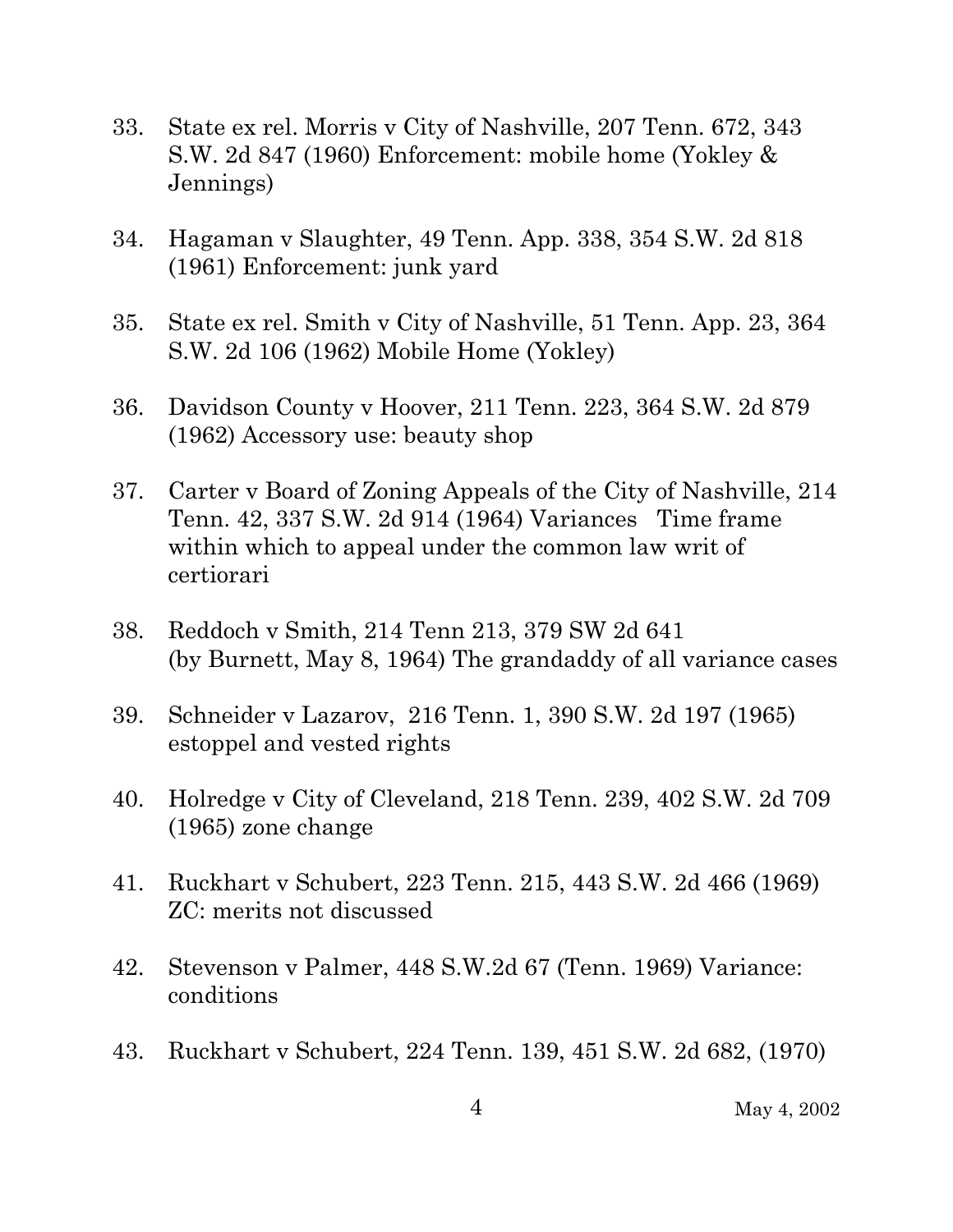33. State ex rel. Morris v City of Nashville, 207 Tenn. 672, 343 S.W. 2d 847 (1960) Enforcement: mobile home (Yokley & Jennings)

34. Hagaman v Slaughter, 49 Tenn. App. 338, 354 S.W. 2d 818 (1961) Enforcement: junk yard

35. State ex rel. Smith v City of Nashville, 51 Tenn. App. 23, 364 S.W. 2d 106 (1962) Mobile Home (Yokley)

36. Davidson County v Hoover, 211 Tenn. 223, 364 S.W. 2d 879 (1962) Accessory use: beauty shop

37. Carter v Board of Zoning Appeals of the City of Nashville, 214 Tenn. 42, 337 S.W. 2d 914 (1964) Variances Time frame within which to appeal under the common law writ of certiorari

38. Reddoch v Smith, 214 Tenn 213, 379 SW 2d 641 (by Burnett, May 8, 1964) The grandaddy of all variance cases

39. Schneider v Lazarov, 216 Tenn. 1, 390 S.W. 2d 197 (1965) estoppel and vested rights

40. Holredge v City of Cleveland, 218 Tenn. 239, 402 S.W. 2d 709 (1965) zone change

41. Ruckhart v Schubert, 223 Tenn. 215, 443 S.W. 2d 466 (1969) ZC: merits not discussed

42. Stevenson v Palmer, 448 S.W.2d 67 (Tenn. 1969) Variance: conditions

43. Ruckhart v Schubert, 224 Tenn. 139, 451 S.W. 2d 682, (1970)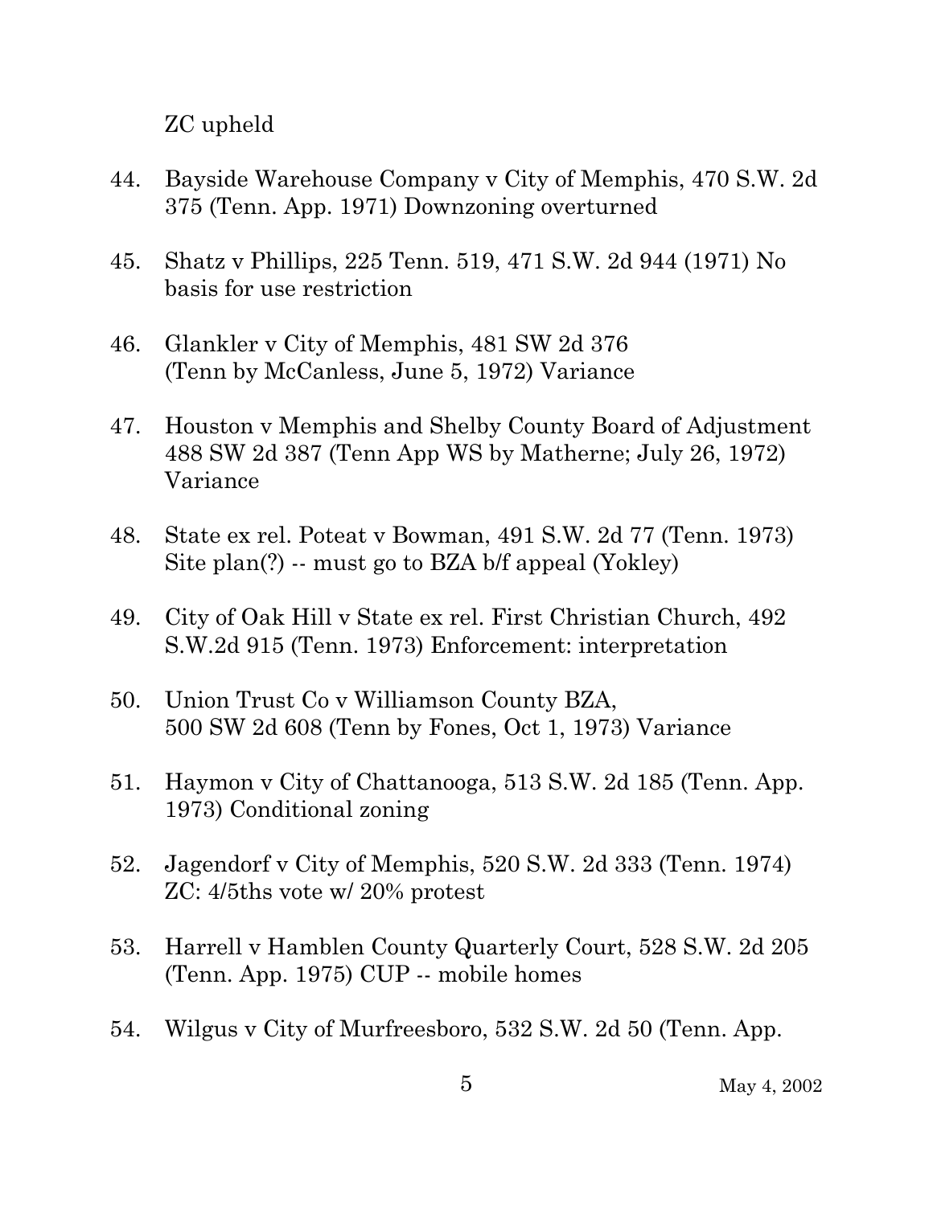ZC upheld

44. Bayside Warehouse Company v City of Memphis, 470 S.W. 2d 375 (Tenn. App. 1971) Downzoning overturned

45. Shatz v Phillips, 225 Tenn. 519, 471 S.W. 2d 944 (1971) No basis for use restriction

46. Glankler v City of Memphis, 481 SW 2d 376 (Tenn by McCanless, June 5, 1972) Variance

47. Houston v Memphis and Shelby County Board of Adjustment 488 SW 2d 387 (Tenn App WS by Matherne; July 26, 1972) Variance

48. State ex rel. Poteat v Bowman, 491 S.W. 2d 77 (Tenn. 1973) Site plan(?) -- must go to BZA b/f appeal (Yokley)

49. City of Oak Hill v State ex rel. First Christian Church, 492 S.W.2d 915 (Tenn. 1973) Enforcement: interpretation

50. Union Trust Co v Williamson County BZA, 500 SW 2d 608 (Tenn by Fones, Oct 1, 1973) Variance

51. Haymon v City of Chattanooga, 513 S.W. 2d 185 (Tenn. App. 1973) Conditional zoning

52. Jagendorf v City of Memphis, 520 S.W. 2d 333 (Tenn. 1974) ZC: 4/5ths vote w/ 20% protest

53. Harrell v Hamblen County Quarterly Court, 528 S.W. 2d 205 (Tenn. App. 1975) CUP -- mobile homes

54. Wilgus v City of Murfreesboro, 532 S.W. 2d 50 (Tenn. App.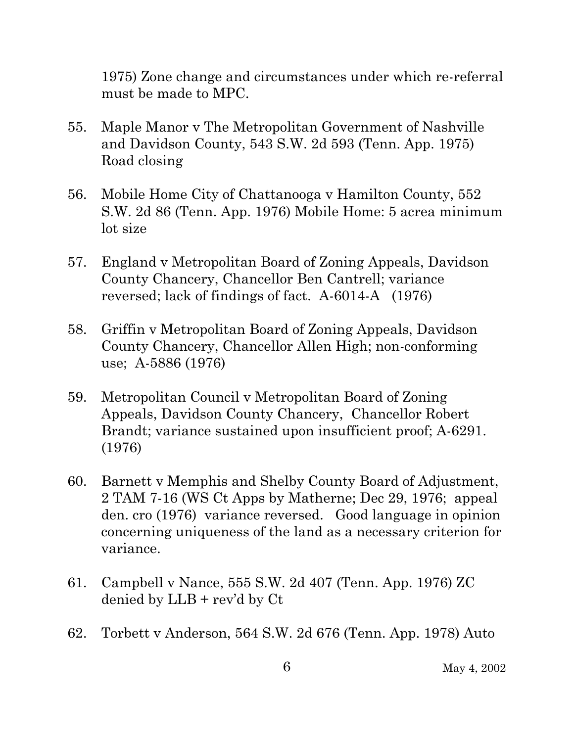1975) Zone change and circumstances under which re-referral must be made to MPC.

55. Maple Manor v The Metropolitan Government of Nashville and Davidson County, 543 S.W. 2d 593 (Tenn. App. 1975) Road closing

56. Mobile Home City of Chattanooga v Hamilton County, 552 S.W. 2d 86 (Tenn. App. 1976) Mobile Home: 5 acrea minimum lot size

57. England v Metropolitan Board of Zoning Appeals, Davidson County Chancery, Chancellor Ben Cantrell; variance reversed; lack of findings of fact. A-6014-A (1976)

58. Griffin v Metropolitan Board of Zoning Appeals, Davidson County Chancery, Chancellor Allen High; non-conforming use; A-5886 (1976)

59. Metropolitan Council v Metropolitan Board of Zoning Appeals, Davidson County Chancery, Chancellor Robert Brandt; variance sustained upon insufficient proof; A-6291. (1976)

60. Barnett v Memphis and Shelby County Board of Adjustment, 2 TAM 7-16 (WS Ct Apps by Matherne; Dec 29, 1976; appeal den. cro (1976) variance reversed. Good language in opinion concerning uniqueness of the land as a necessary criterion for variance.

61. Campbell v Nance, 555 S.W. 2d 407 (Tenn. App. 1976) ZC denied by LLB + rev'd by Ct

62. Torbett v Anderson, 564 S.W. 2d 676 (Tenn. App. 1978) Auto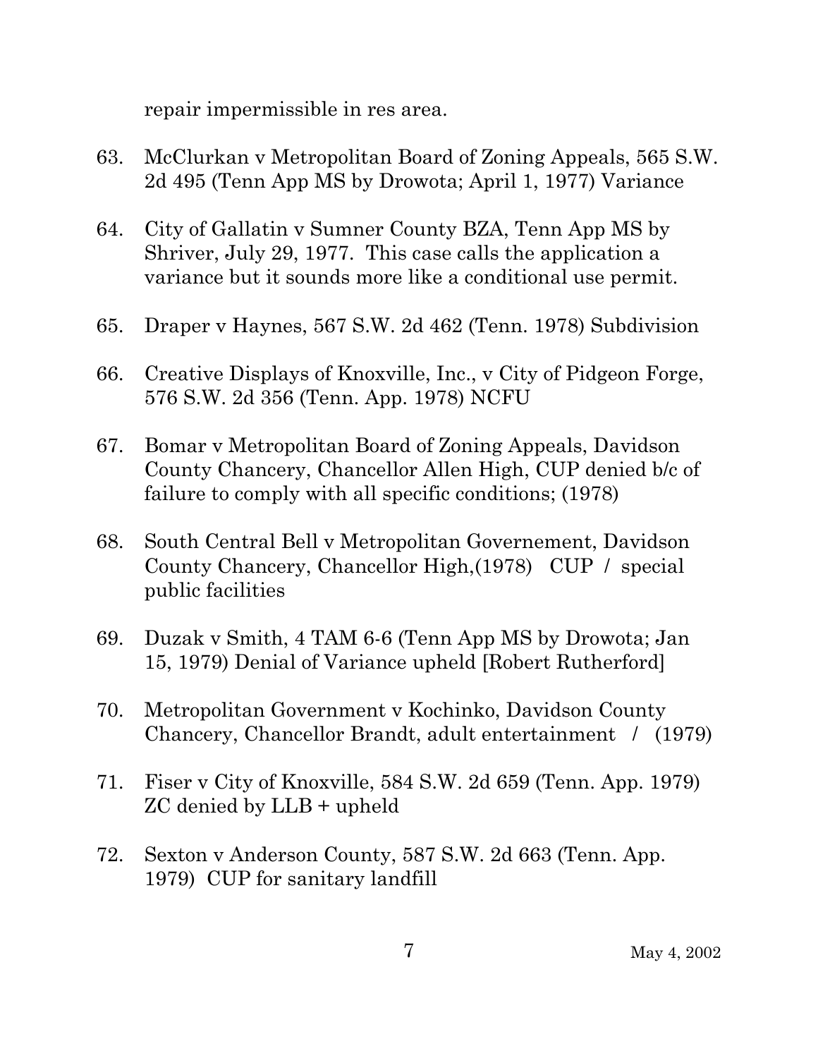repair impermissible in res area.

63. McClurkan v Metropolitan Board of Zoning Appeals, 565 S.W. 2d 495 (Tenn App MS by Drowota; April 1, 1977) Variance

64. City of Gallatin v Sumner County BZA, Tenn App MS by Shriver, July 29, 1977. This case calls the application a variance but it sounds more like a conditional use permit.

65. Draper v Haynes, 567 S.W. 2d 462 (Tenn. 1978) Subdivision

66. Creative Displays of Knoxville, Inc., v City of Pidgeon Forge, 576 S.W. 2d 356 (Tenn. App. 1978) NCFU

67. Bomar v Metropolitan Board of Zoning Appeals, Davidson County Chancery, Chancellor Allen High, CUP denied b/c of failure to comply with all specific conditions; (1978)

68. South Central Bell v Metropolitan Governement, Davidson County Chancery, Chancellor High,(1978) CUP / special public facilities

69. Duzak v Smith, 4 TAM 6-6 (Tenn App MS by Drowota; Jan 15, 1979) Denial of Variance upheld [Robert Rutherford]

70. Metropolitan Government v Kochinko, Davidson County Chancery, Chancellor Brandt, adult entertainment / (1979)

71. Fiser v City of Knoxville, 584 S.W. 2d 659 (Tenn. App. 1979) ZC denied by LLB + upheld

72. Sexton v Anderson County, 587 S.W. 2d 663 (Tenn. App. 1979) CUP for sanitary landfill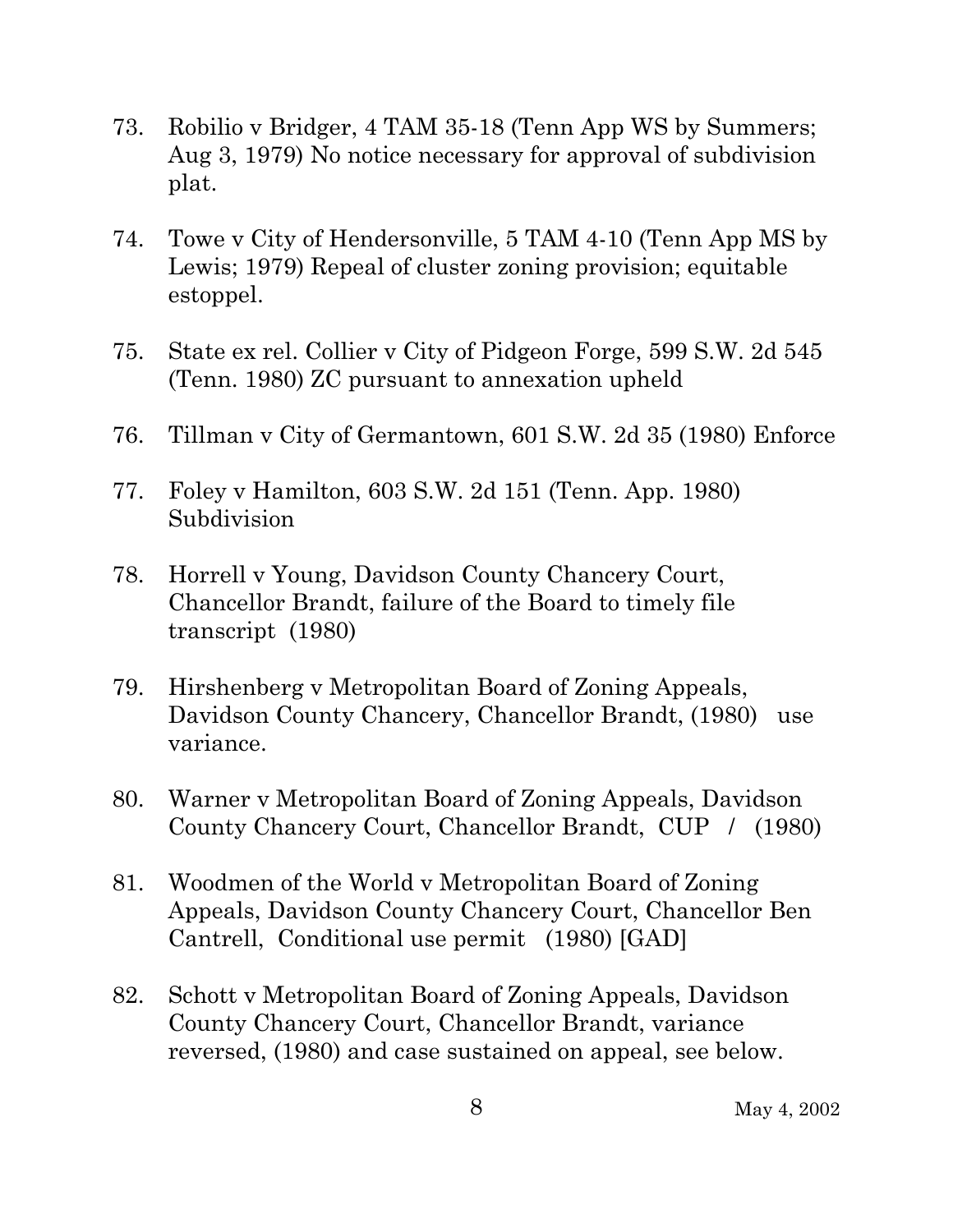73. Robilio v Bridger, 4 TAM 35-18 (Tenn App WS by Summers; Aug 3, 1979) No notice necessary for approval of subdivision plat.

74. Towe v City of Hendersonville, 5 TAM 4-10 (Tenn App MS by Lewis; 1979) Repeal of cluster zoning provision; equitable estoppel.

75. State ex rel. Collier v City of Pidgeon Forge, 599 S.W. 2d 545 (Tenn. 1980) ZC pursuant to annexation upheld

76. Tillman v City of Germantown, 601 S.W. 2d 35 (1980) Enforce

77. Foley v Hamilton, 603 S.W. 2d 151 (Tenn. App. 1980) Subdivision

78. Horrell v Young, Davidson County Chancery Court, Chancellor Brandt, failure of the Board to timely file transcript (1980)

79. Hirshenberg v Metropolitan Board of Zoning Appeals, Davidson County Chancery, Chancellor Brandt, (1980) use variance.

80. Warner v Metropolitan Board of Zoning Appeals, Davidson County Chancery Court, Chancellor Brandt, CUP / (1980)

81. Woodmen of the World v Metropolitan Board of Zoning Appeals, Davidson County Chancery Court, Chancellor Ben Cantrell, Conditional use permit (1980) [GAD]

82. Schott v Metropolitan Board of Zoning Appeals, Davidson County Chancery Court, Chancellor Brandt, variance reversed, (1980) and case sustained on appeal, see below.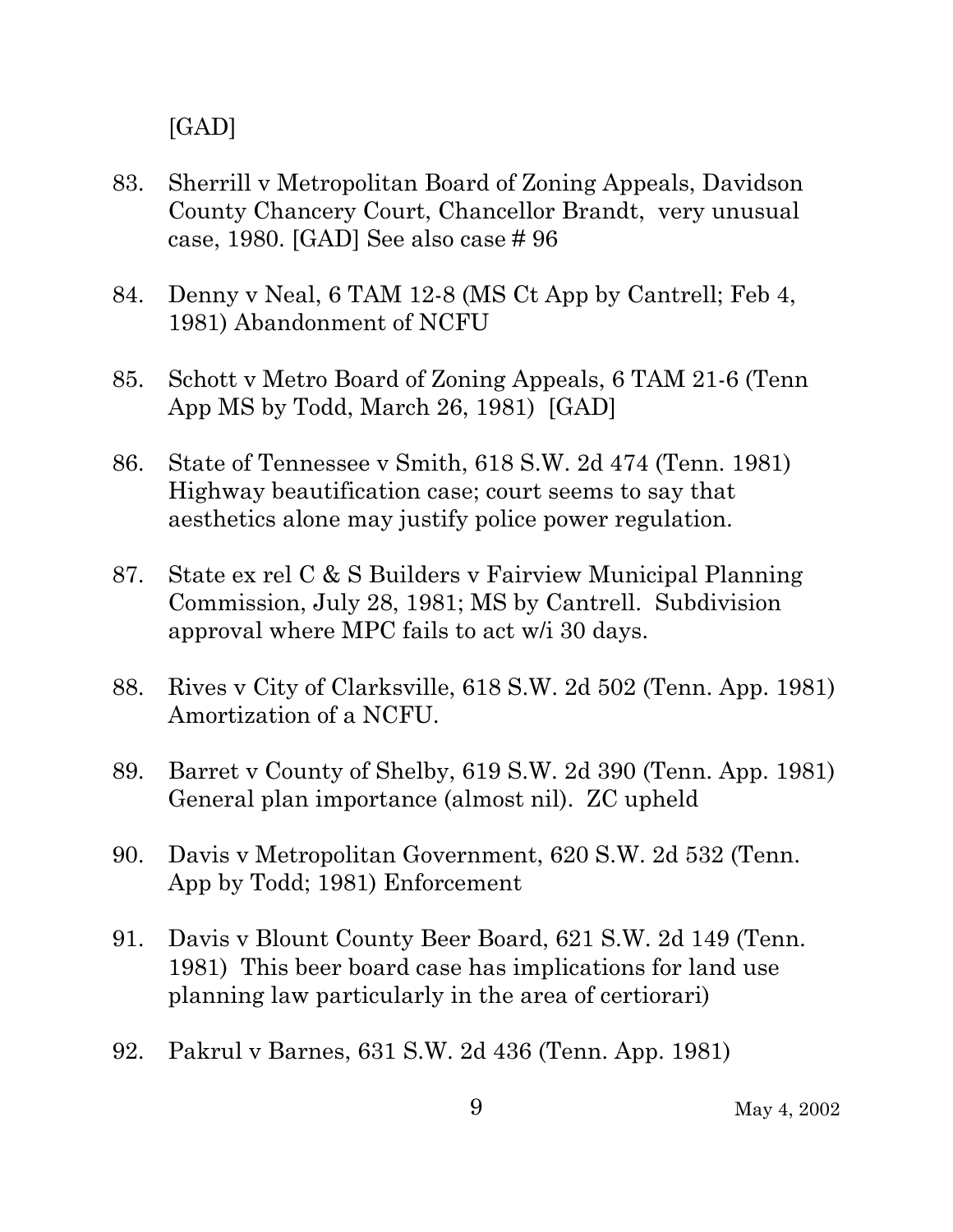[GAD]

83. Sherrill v Metropolitan Board of Zoning Appeals, Davidson County Chancery Court, Chancellor Brandt, very unusual case, 1980. [GAD] See also case # 96

84. Denny v Neal, 6 TAM 12-8 (MS Ct App by Cantrell; Feb 4, 1981) Abandonment of NCFU

85. Schott v Metro Board of Zoning Appeals, 6 TAM 21-6 (Tenn App MS by Todd, March 26, 1981) [GAD]

86. State of Tennessee v Smith, 618 S.W. 2d 474 (Tenn. 1981) Highway beautification case; court seems to say that aesthetics alone may justify police power regulation.

87. State ex rel C & S Builders v Fairview Municipal Planning Commission, July 28, 1981; MS by Cantrell. Subdivision approval where MPC fails to act w/i 30 days.

88. Rives v City of Clarksville, 618 S.W. 2d 502 (Tenn. App. 1981) Amortization of a NCFU.

89. Barret v County of Shelby, 619 S.W. 2d 390 (Tenn. App. 1981) General plan importance (almost nil). ZC upheld

90. Davis v Metropolitan Government, 620 S.W. 2d 532 (Tenn. App by Todd; 1981) Enforcement

91. Davis v Blount County Beer Board, 621 S.W. 2d 149 (Tenn. 1981) This beer board case has implications for land use planning law particularly in the area of certiorari)

92. Pakrul v Barnes, 631 S.W. 2d 436 (Tenn. App. 1981)

May 4, 2002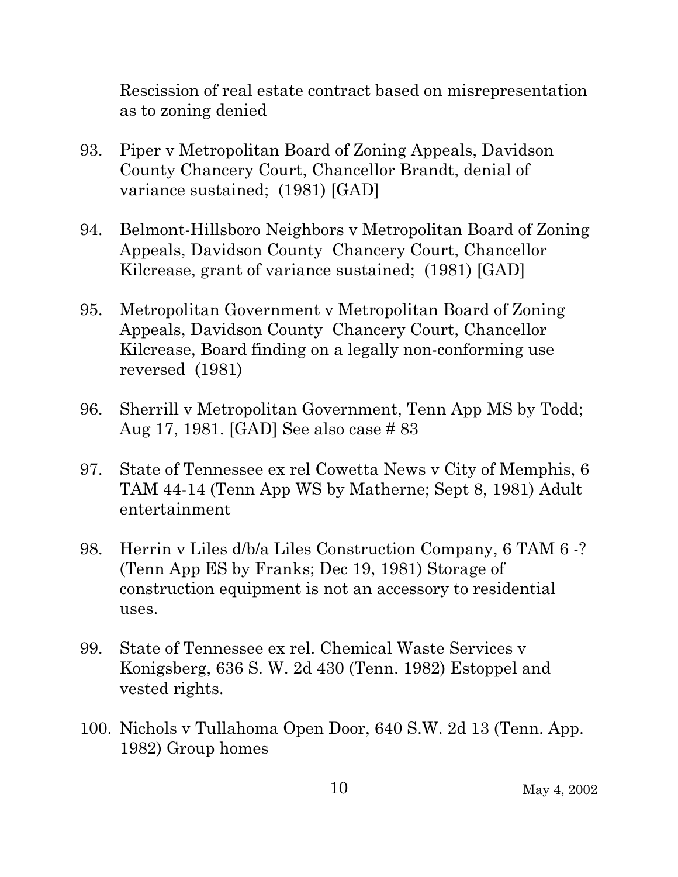Rescission of real estate contract based on misrepresentation as to zoning denied

93. Piper v Metropolitan Board of Zoning Appeals, Davidson County Chancery Court, Chancellor Brandt, denial of variance sustained; (1981) [GAD]

94. Belmont-Hillsboro Neighbors v Metropolitan Board of Zoning Appeals, Davidson County Chancery Court, Chancellor Kilcrease, grant of variance sustained; (1981) [GAD]

95. Metropolitan Government v Metropolitan Board of Zoning Appeals, Davidson County Chancery Court, Chancellor Kilcrease, Board finding on a legally non-conforming use reversed (1981)

96. Sherrill v Metropolitan Government, Tenn App MS by Todd; Aug 17, 1981. [GAD] See also case # 83

97. State of Tennessee ex rel Cowetta News v City of Memphis, 6 TAM 44-14 (Tenn App WS by Matherne; Sept 8, 1981) Adult entertainment

98. Herrin v Liles d/b/a Liles Construction Company, 6 TAM 6 -? (Tenn App ES by Franks; Dec 19, 1981) Storage of construction equipment is not an accessory to residential uses.

99. State of Tennessee ex rel. Chemical Waste Services v Konigsberg, 636 S. W. 2d 430 (Tenn. 1982) Estoppel and vested rights.

100. Nichols v Tullahoma Open Door, 640 S.W. 2d 13 (Tenn. App. 1982) Group homes

May 4, 2002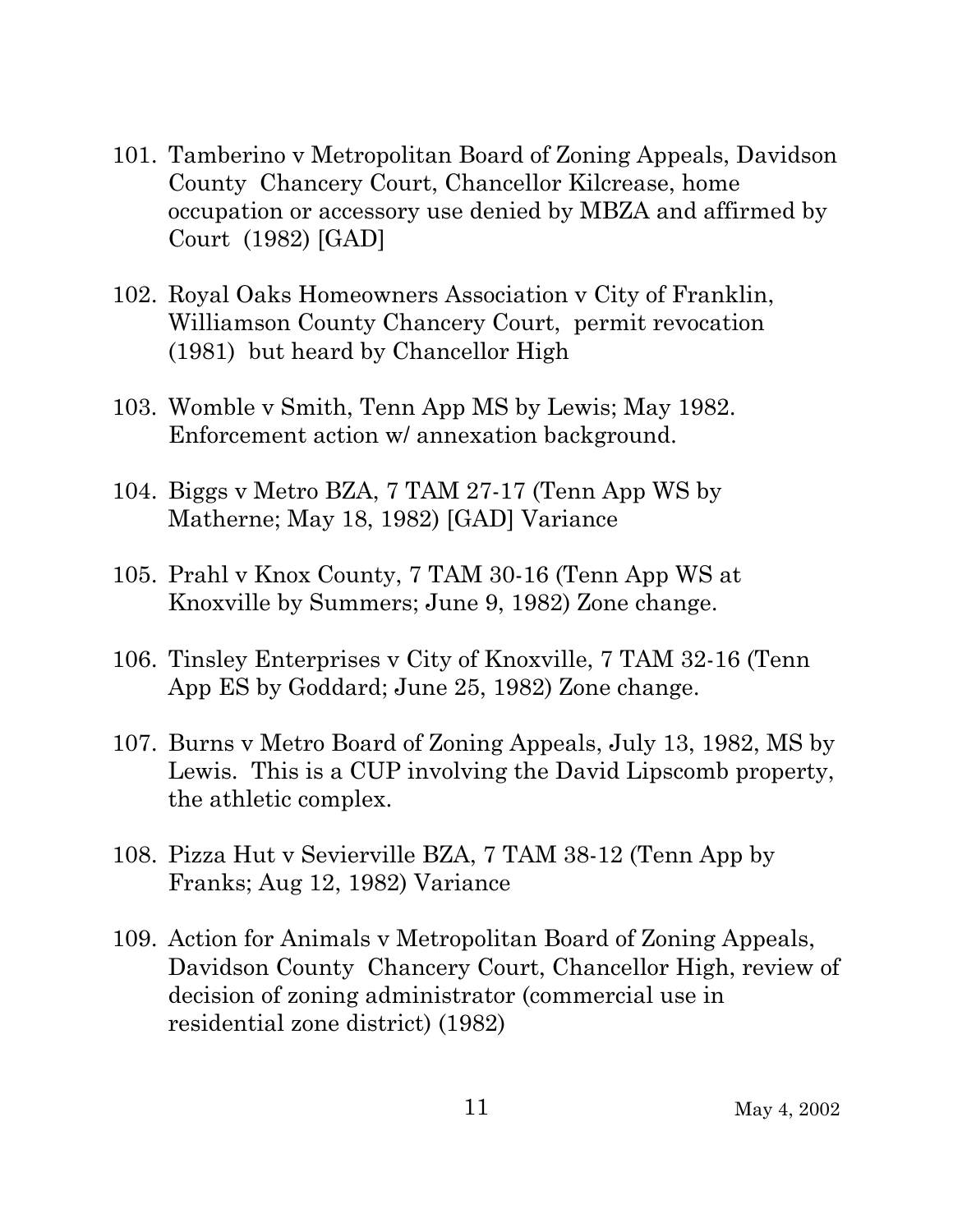101. Tamberino v Metropolitan Board of Zoning Appeals, Davidson County Chancery Court, Chancellor Kilcrease, home occupation or accessory use denied by MBZA and affirmed by Court (1982) [GAD]

102. Royal Oaks Homeowners Association v City of Franklin, Williamson County Chancery Court, permit revocation (1981) but heard by Chancellor High

103. Womble v Smith, Tenn App MS by Lewis; May 1982. Enforcement action w/ annexation background.

104. Biggs v Metro BZA, 7 TAM 27-17 (Tenn App WS by Matherne; May 18, 1982) [GAD] Variance

105. Prahl v Knox County, 7 TAM 30-16 (Tenn App WS at Knoxville by Summers; June 9, 1982) Zone change.

106. Tinsley Enterprises v City of Knoxville, 7 TAM 32-16 (Tenn App ES by Goddard; June 25, 1982) Zone change.

107. Burns v Metro Board of Zoning Appeals, July 13, 1982, MS by Lewis. This is a CUP involving the David Lipscomb property, the athletic complex.

108. Pizza Hut v Sevierville BZA, 7 TAM 38-12 (Tenn App by Franks; Aug 12, 1982) Variance

109. Action for Animals v Metropolitan Board of Zoning Appeals, Davidson County Chancery Court, Chancellor High, review of decision of zoning administrator (commercial use in residential zone district) (1982)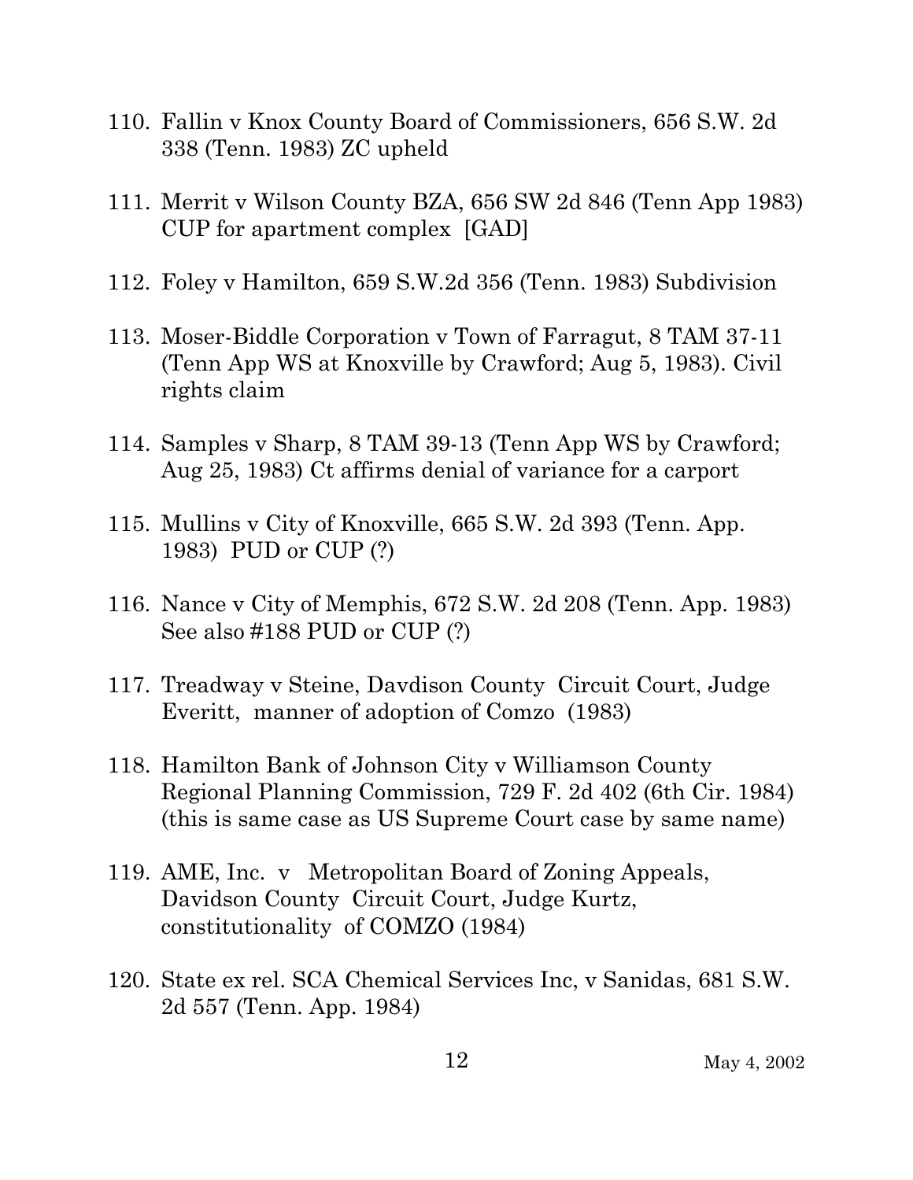110. Fallin v Knox County Board of Commissioners, 656 S.W. 2d 338 (Tenn. 1983) ZC upheld

111. Merrit v Wilson County BZA, 656 SW 2d 846 (Tenn App 1983) CUP for apartment complex [GAD]

112. Foley v Hamilton, 659 S.W.2d 356 (Tenn. 1983) Subdivision

113. Moser-Biddle Corporation v Town of Farragut, 8 TAM 37-11 (Tenn App WS at Knoxville by Crawford; Aug 5, 1983). Civil rights claim

114. Samples v Sharp, 8 TAM 39-13 (Tenn App WS by Crawford; Aug 25, 1983) Ct affirms denial of variance for a carport

115. Mullins v City of Knoxville, 665 S.W. 2d 393 (Tenn. App. 1983) PUD or CUP (?)

116. Nance v City of Memphis, 672 S.W. 2d 208 (Tenn. App. 1983) See also #188 PUD or CUP (?)

117. Treadway v Steine, Davdison County Circuit Court, Judge Everitt, manner of adoption of Comzo (1983)

118. Hamilton Bank of Johnson City v Williamson County Regional Planning Commission, 729 F. 2d 402 (6th Cir. 1984) (this is same case as US Supreme Court case by same name)

119. AME, Inc. v Metropolitan Board of Zoning Appeals, Davidson County Circuit Court, Judge Kurtz, constitutionality of COMZO (1984)

120. State ex rel. SCA Chemical Services Inc, v Sanidas, 681 S.W. 2d 557 (Tenn. App. 1984)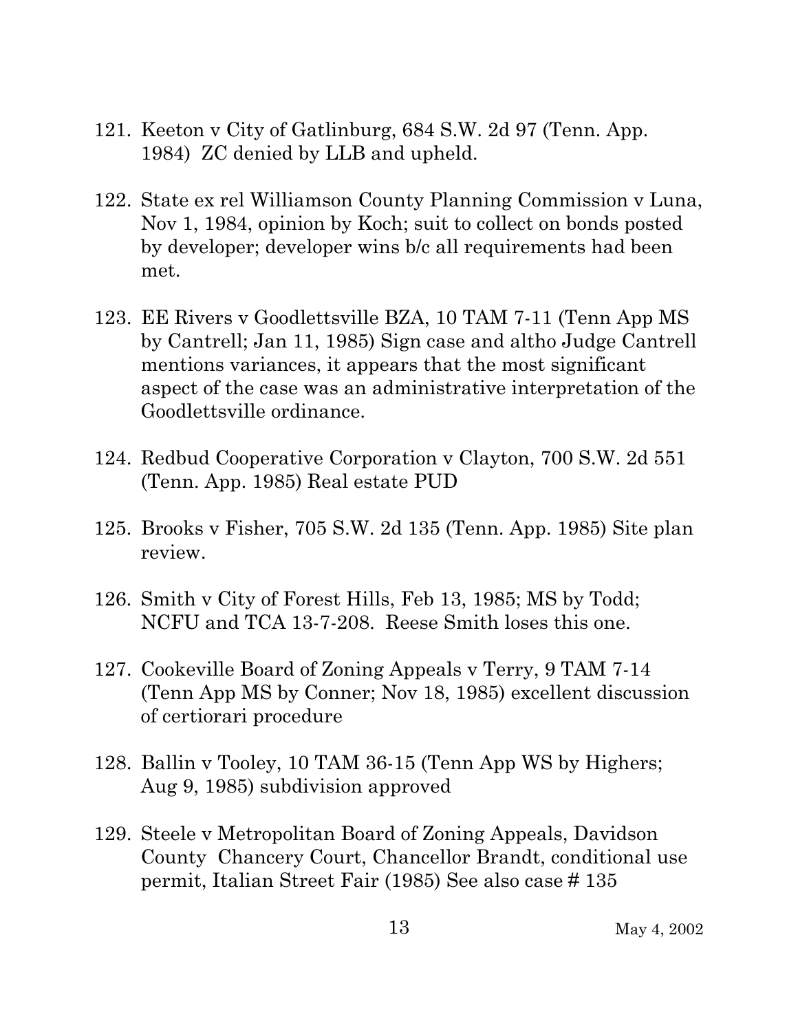121. Keeton v City of Gatlinburg, 684 S.W. 2d 97 (Tenn. App. 1984) ZC denied by LLB and upheld.

122. State ex rel Williamson County Planning Commission v Luna, Nov 1, 1984, opinion by Koch; suit to collect on bonds posted by developer; developer wins b/c all requirements had been met.

123. EE Rivers v Goodlettsville BZA, 10 TAM 7-11 (Tenn App MS by Cantrell; Jan 11, 1985) Sign case and altho Judge Cantrell mentions variances, it appears that the most significant aspect of the case was an administrative interpretation of the Goodlettsville ordinance.

124. Redbud Cooperative Corporation v Clayton, 700 S.W. 2d 551 (Tenn. App. 1985) Real estate PUD

125. Brooks v Fisher, 705 S.W. 2d 135 (Tenn. App. 1985) Site plan review.

126. Smith v City of Forest Hills, Feb 13, 1985; MS by Todd; NCFU and TCA 13-7-208. Reese Smith loses this one.

127. Cookeville Board of Zoning Appeals v Terry, 9 TAM 7-14 (Tenn App MS by Conner; Nov 18, 1985) excellent discussion of certiorari procedure

128. Ballin v Tooley, 10 TAM 36-15 (Tenn App WS by Highers; Aug 9, 1985) subdivision approved

129. Steele v Metropolitan Board of Zoning Appeals, Davidson County Chancery Court, Chancellor Brandt, conditional use permit, Italian Street Fair (1985) See also case # 135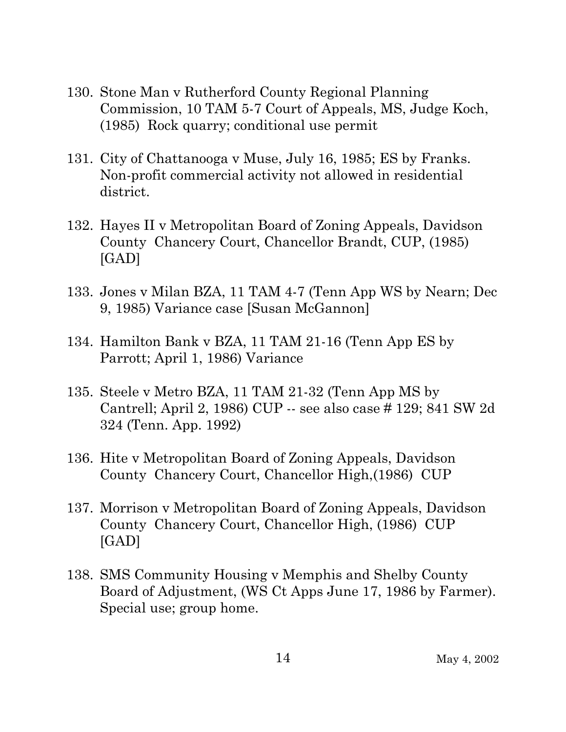130. Stone Man v Rutherford County Regional Planning Commission, 10 TAM 5-7 Court of Appeals, MS, Judge Koch, (1985) Rock quarry; conditional use permit

131. City of Chattanooga v Muse, July 16, 1985; ES by Franks. Non-profit commercial activity not allowed in residential district.

132. Hayes II v Metropolitan Board of Zoning Appeals, Davidson County Chancery Court, Chancellor Brandt, CUP, (1985) [GAD]

133. Jones v Milan BZA, 11 TAM 4-7 (Tenn App WS by Nearn; Dec 9, 1985) Variance case [Susan McGannon]

134. Hamilton Bank v BZA, 11 TAM 21-16 (Tenn App ES by Parrott; April 1, 1986) Variance

135. Steele v Metro BZA, 11 TAM 21-32 (Tenn App MS by Cantrell; April 2, 1986) CUP -- see also case # 129; 841 SW 2d 324 (Tenn. App. 1992)

136. Hite v Metropolitan Board of Zoning Appeals, Davidson County Chancery Court, Chancellor High,(1986) CUP

137. Morrison v Metropolitan Board of Zoning Appeals, Davidson County Chancery Court, Chancellor High, (1986) CUP [GAD]

138. SMS Community Housing v Memphis and Shelby County Board of Adjustment, (WS Ct Apps June 17, 1986 by Farmer). Special use; group home.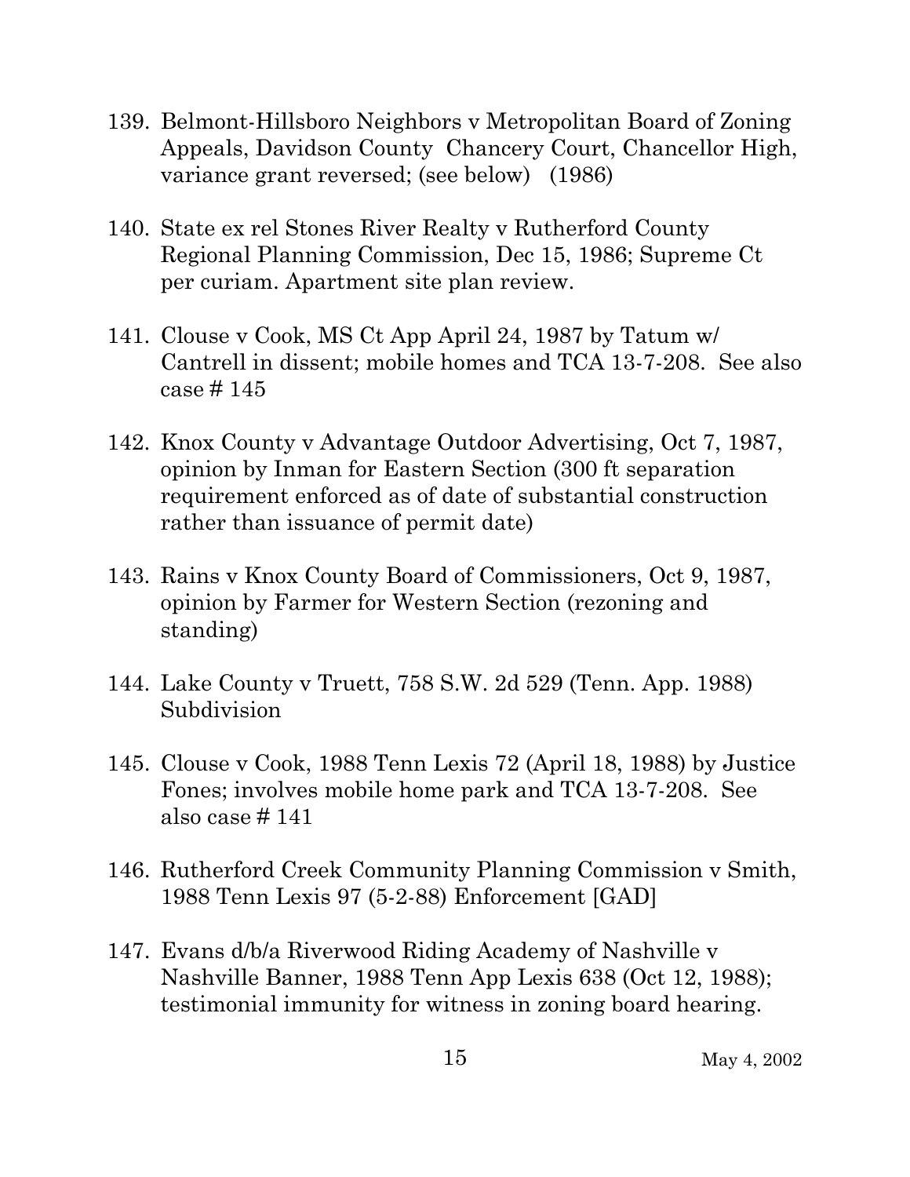139. Belmont-Hillsboro Neighbors v Metropolitan Board of Zoning Appeals, Davidson County Chancery Court, Chancellor High, variance grant reversed; (see below) (1986)

140. State ex rel Stones River Realty v Rutherford County Regional Planning Commission, Dec 15, 1986; Supreme Ct per curiam. Apartment site plan review.

141. Clouse v Cook, MS Ct App April 24, 1987 by Tatum w/ Cantrell in dissent; mobile homes and TCA 13-7-208. See also case # 145

142. Knox County v Advantage Outdoor Advertising, Oct 7, 1987, opinion by Inman for Eastern Section (300 ft separation requirement enforced as of date of substantial construction rather than issuance of permit date)

143. Rains v Knox County Board of Commissioners, Oct 9, 1987, opinion by Farmer for Western Section (rezoning and standing)

144. Lake County v Truett, 758 S.W. 2d 529 (Tenn. App. 1988) Subdivision

145. Clouse v Cook, 1988 Tenn Lexis 72 (April 18, 1988) by Justice Fones; involves mobile home park and TCA 13-7-208. See also case # 141

146. Rutherford Creek Community Planning Commission v Smith, 1988 Tenn Lexis 97 (5-2-88) Enforcement [GAD]

147. Evans d/b/a Riverwood Riding Academy of Nashville v Nashville Banner, 1988 Tenn App Lexis 638 (Oct 12, 1988); testimonial immunity for witness in zoning board hearing.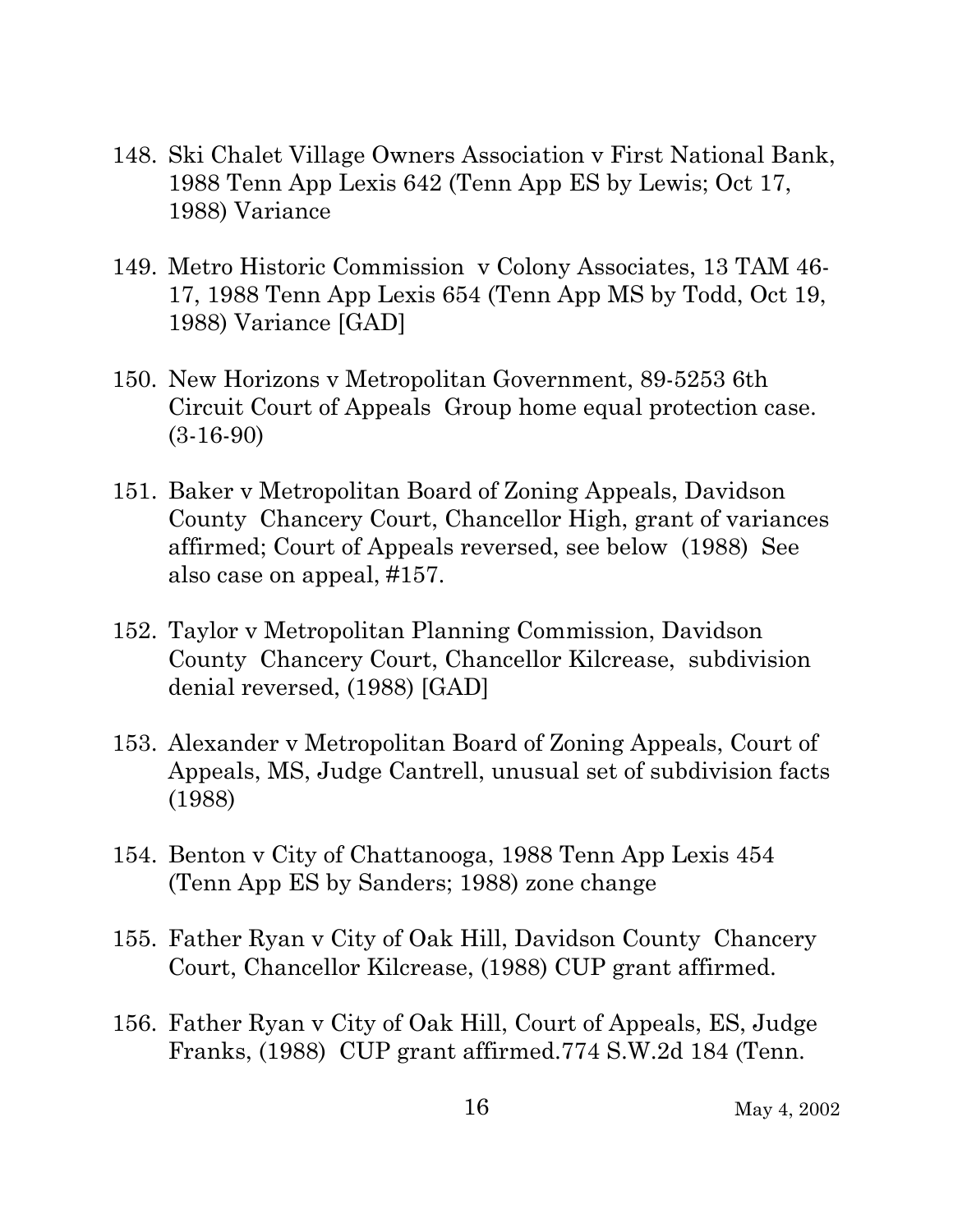148. Ski Chalet Village Owners Association v First National Bank, 1988 Tenn App Lexis 642 (Tenn App ES by Lewis; Oct 17, 1988) Variance

149. Metro Historic Commission v Colony Associates, 13 TAM 46-17, 1988 Tenn App Lexis 654 (Tenn App MS by Todd, Oct 19, 1988) Variance [GAD]

150. New Horizons v Metropolitan Government, 89-5253 6th Circuit Court of Appeals Group home equal protection case. (3-16-90)

151. Baker v Metropolitan Board of Zoning Appeals, Davidson County Chancery Court, Chancellor High, grant of variances affirmed; Court of Appeals reversed, see below (1988) See also case on appeal, #157.

152. Taylor v Metropolitan Planning Commission, Davidson County Chancery Court, Chancellor Kilcrease, subdivision denial reversed, (1988) [GAD]

153. Alexander v Metropolitan Board of Zoning Appeals, Court of Appeals, MS, Judge Cantrell, unusual set of subdivision facts (1988)

154. Benton v City of Chattanooga, 1988 Tenn App Lexis 454 (Tenn App ES by Sanders; 1988) zone change

155. Father Ryan v City of Oak Hill, Davidson County Chancery Court, Chancellor Kilcrease, (1988) CUP grant affirmed.

156. Father Ryan v City of Oak Hill, Court of Appeals, ES, Judge Franks, (1988) CUP grant affirmed.774 S.W.2d 184 (Tenn.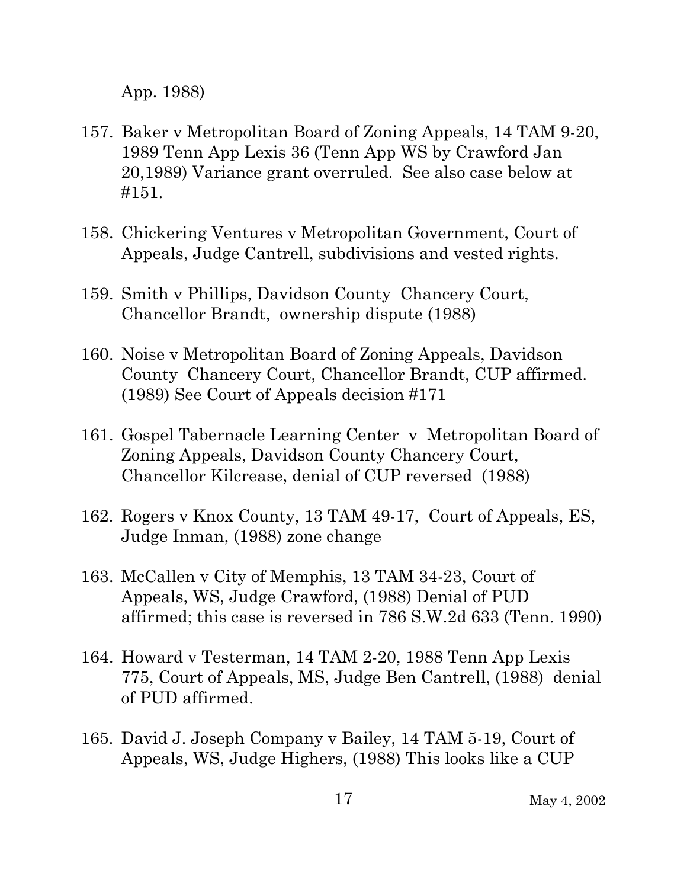App. 1988)

157. Baker v Metropolitan Board of Zoning Appeals, 14 TAM 9-20, 1989 Tenn App Lexis 36 (Tenn App WS by Crawford Jan 20,1989) Variance grant overruled. See also case below at #151.

158. Chickering Ventures v Metropolitan Government, Court of Appeals, Judge Cantrell, subdivisions and vested rights.

159. Smith v Phillips, Davidson County Chancery Court, Chancellor Brandt, ownership dispute (1988)

160. Noise v Metropolitan Board of Zoning Appeals, Davidson County Chancery Court, Chancellor Brandt, CUP affirmed. (1989) See Court of Appeals decision #171

161. Gospel Tabernacle Learning Center v Metropolitan Board of Zoning Appeals, Davidson County Chancery Court, Chancellor Kilcrease, denial of CUP reversed (1988)

162. Rogers v Knox County, 13 TAM 49-17, Court of Appeals, ES, Judge Inman, (1988) zone change

163. McCallen v City of Memphis, 13 TAM 34-23, Court of Appeals, WS, Judge Crawford, (1988) Denial of PUD affirmed; this case is reversed in 786 S.W.2d 633 (Tenn. 1990)

164. Howard v Testerman, 14 TAM 2-20, 1988 Tenn App Lexis 775, Court of Appeals, MS, Judge Ben Cantrell, (1988) denial of PUD affirmed.

165. David J. Joseph Company v Bailey, 14 TAM 5-19, Court of Appeals, WS, Judge Highers, (1988) This looks like a CUP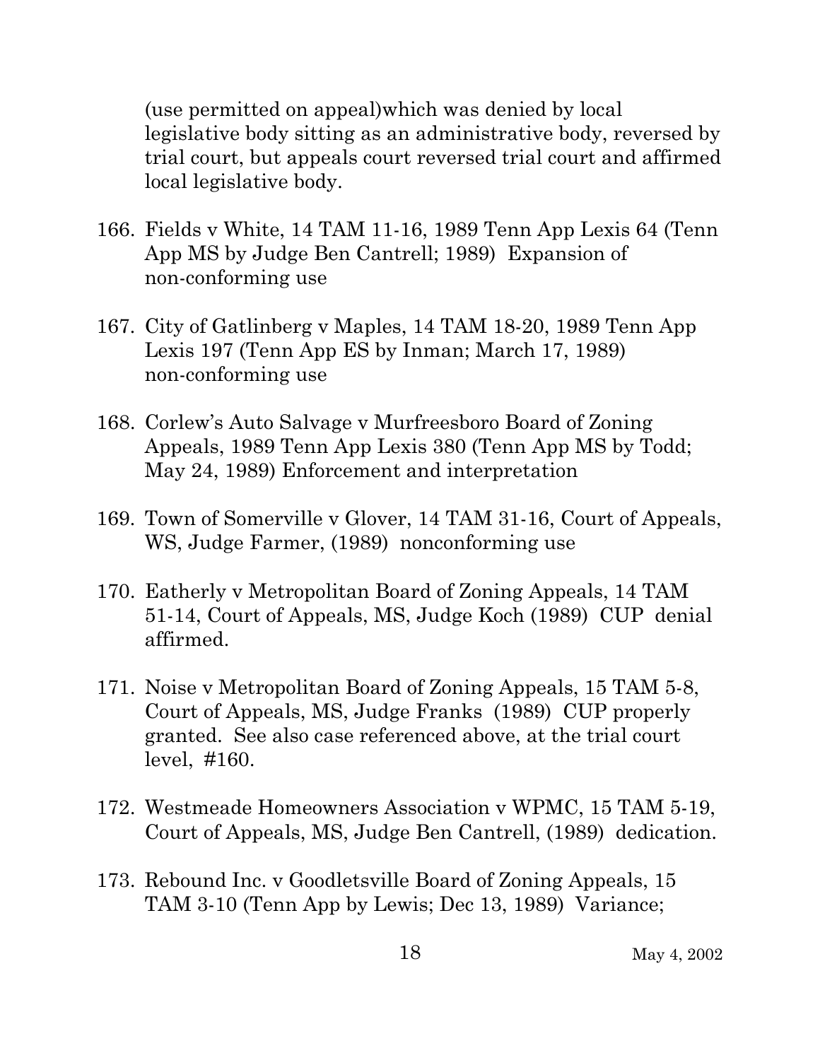(use permitted on appeal)which was denied by local legislative body sitting as an administrative body, reversed by trial court, but appeals court reversed trial court and affirmed local legislative body.

166. Fields v White, 14 TAM 11-16, 1989 Tenn App Lexis 64 (Tenn App MS by Judge Ben Cantrell; 1989) Expansion of non-conforming use

167. City of Gatlinberg v Maples, 14 TAM 18-20, 1989 Tenn App Lexis 197 (Tenn App ES by Inman; March 17, 1989) non-conforming use

168. Corlew's Auto Salvage v Murfreesboro Board of Zoning Appeals, 1989 Tenn App Lexis 380 (Tenn App MS by Todd; May 24, 1989) Enforcement and interpretation

169. Town of Somerville v Glover, 14 TAM 31-16, Court of Appeals, WS, Judge Farmer, (1989) nonconforming use

170. Eatherly v Metropolitan Board of Zoning Appeals, 14 TAM 51-14, Court of Appeals, MS, Judge Koch (1989) CUP denial affirmed.

171. Noise v Metropolitan Board of Zoning Appeals, 15 TAM 5-8, Court of Appeals, MS, Judge Franks (1989) CUP properly granted. See also case referenced above, at the trial court level, #160.

172. Westmeade Homeowners Association v WPMC, 15 TAM 5-19, Court of Appeals, MS, Judge Ben Cantrell, (1989) dedication.

173. Rebound Inc. v Goodletsville Board of Zoning Appeals, 15 TAM 3-10 (Tenn App by Lewis; Dec 13, 1989) Variance;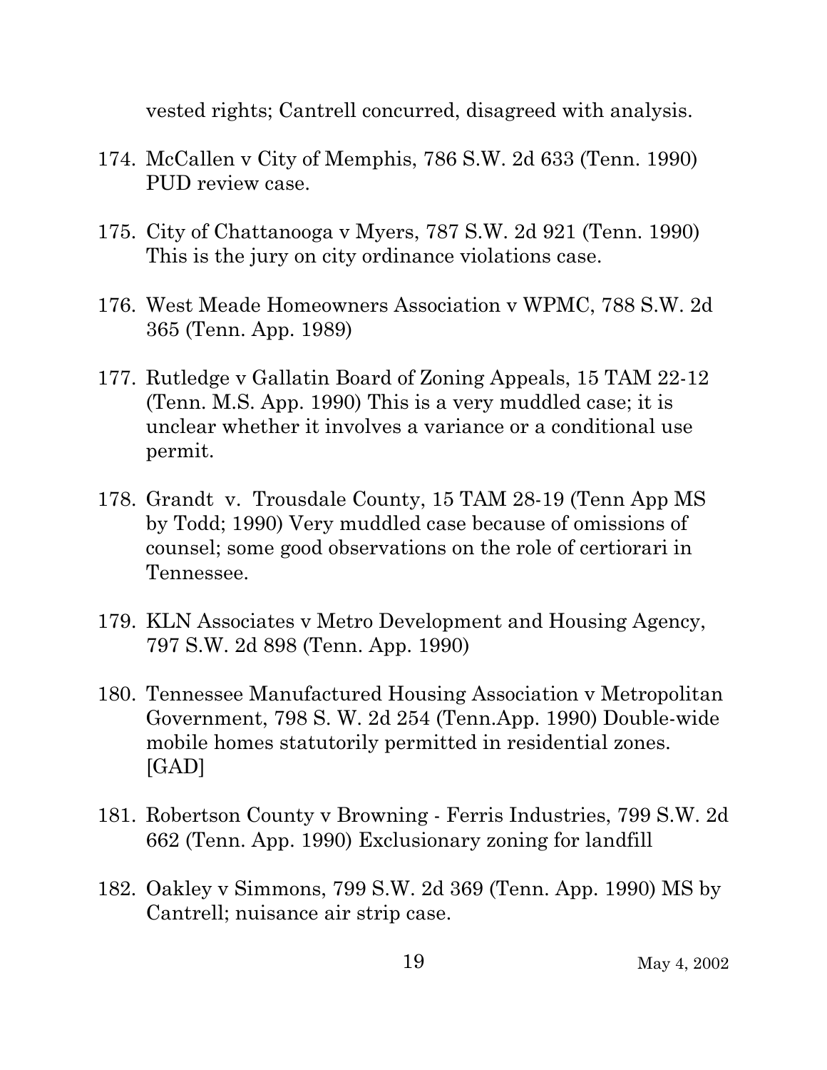vested rights; Cantrell concurred, disagreed with analysis.

174. McCallen v City of Memphis, 786 S.W. 2d 633 (Tenn. 1990) PUD review case.

175. City of Chattanooga v Myers, 787 S.W. 2d 921 (Tenn. 1990) This is the jury on city ordinance violations case.

176. West Meade Homeowners Association v WPMC, 788 S.W. 2d 365 (Tenn. App. 1989)

177. Rutledge v Gallatin Board of Zoning Appeals, 15 TAM 22-12 (Tenn. M.S. App. 1990) This is a very muddled case; it is unclear whether it involves a variance or a conditional use permit.

178. Grandt v. Trousdale County, 15 TAM 28-19 (Tenn App MS by Todd; 1990) Very muddled case because of omissions of counsel; some good observations on the role of certiorari in Tennessee.

179. KLN Associates v Metro Development and Housing Agency, 797 S.W. 2d 898 (Tenn. App. 1990)

180. Tennessee Manufactured Housing Association v Metropolitan Government, 798 S. W. 2d 254 (Tenn.App. 1990) Double-wide mobile homes statutorily permitted in residential zones. [GAD]

181. Robertson County v Browning - Ferris Industries, 799 S.W. 2d 662 (Tenn. App. 1990) Exclusionary zoning for landfill

182. Oakley v Simmons, 799 S.W. 2d 369 (Tenn. App. 1990) MS by Cantrell; nuisance air strip case.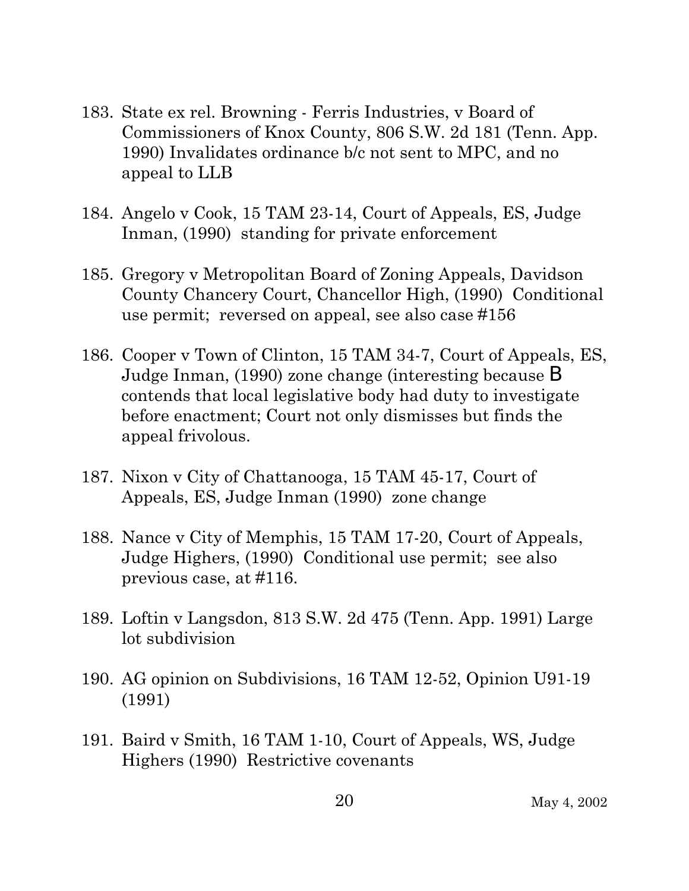183. State ex rel. Browning - Ferris Industries, v Board of Commissioners of Knox County, 806 S.W. 2d 181 (Tenn. App. 1990) Invalidates ordinance b/c not sent to MPC, and no appeal to LLB

184. Angelo v Cook, 15 TAM 23-14, Court of Appeals, ES, Judge Inman, (1990) standing for private enforcement

185. Gregory v Metropolitan Board of Zoning Appeals, Davidson County Chancery Court, Chancellor High, (1990) Conditional use permit; reversed on appeal, see also case #156

186. Cooper v Town of Clinton, 15 TAM 34-7, Court of Appeals, ES, Judge Inman, (1990) zone change (interesting because B contends that local legislative body had duty to investigate before enactment; Court not only dismisses but finds the appeal frivolous.

187. Nixon v City of Chattanooga, 15 TAM 45-17, Court of Appeals, ES, Judge Inman (1990) zone change

188. Nance v City of Memphis, 15 TAM 17-20, Court of Appeals, Judge Highers, (1990) Conditional use permit; see also previous case, at #116.

189. Loftin v Langsdon, 813 S.W. 2d 475 (Tenn. App. 1991) Large lot subdivision

190. AG opinion on Subdivisions, 16 TAM 12-52, Opinion U91-19 (1991)

191. Baird v Smith, 16 TAM 1-10, Court of Appeals, WS, Judge Highers (1990) Restrictive covenants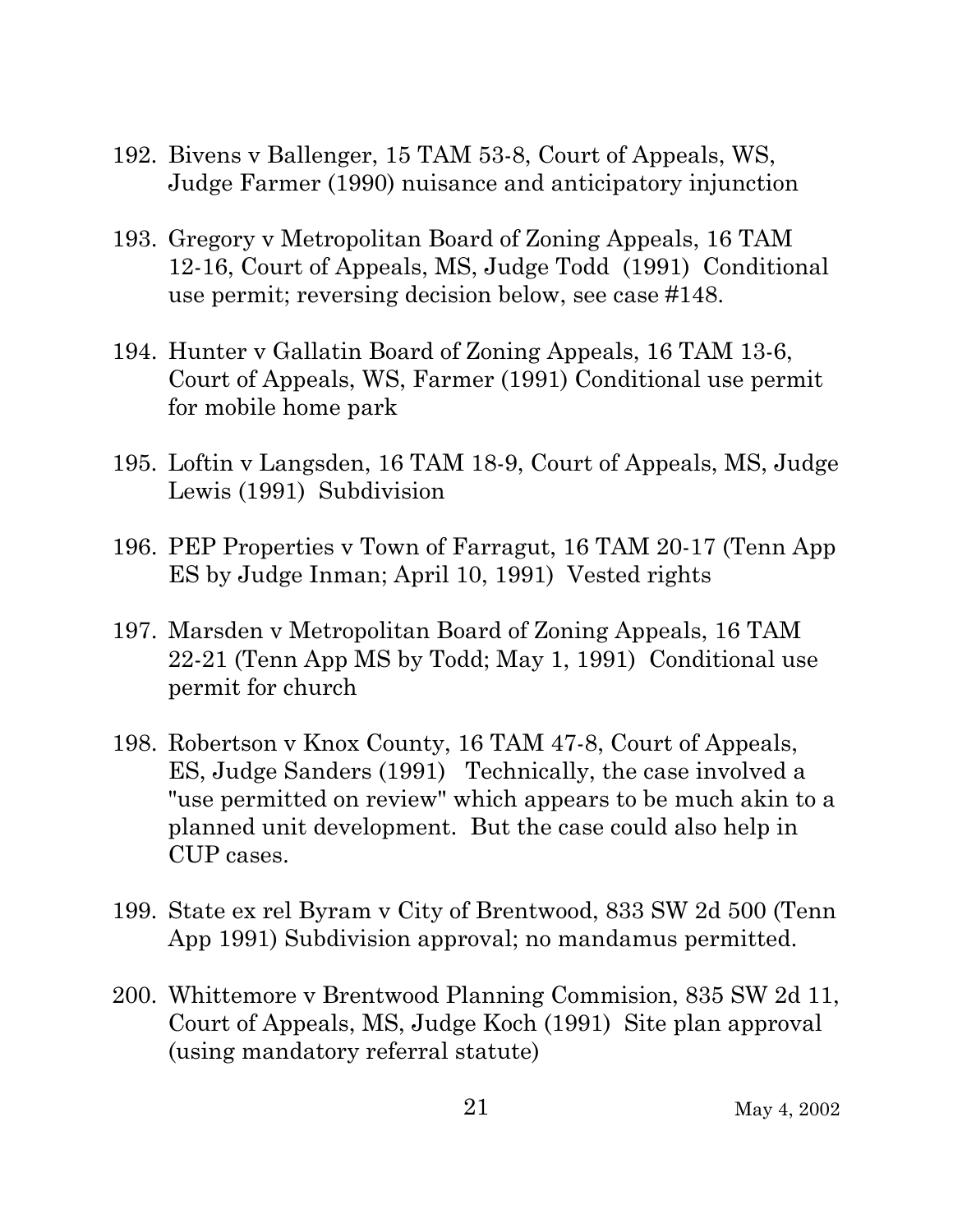192. Bivens v Ballenger, 15 TAM 53-8, Court of Appeals, WS, Judge Farmer (1990) nuisance and anticipatory injunction

193. Gregory v Metropolitan Board of Zoning Appeals, 16 TAM 12-16, Court of Appeals, MS, Judge Todd (1991) Conditional use permit; reversing decision below, see case #148.

194. Hunter v Gallatin Board of Zoning Appeals, 16 TAM 13-6, Court of Appeals, WS, Farmer (1991) Conditional use permit for mobile home park

195. Loftin v Langsden, 16 TAM 18-9, Court of Appeals, MS, Judge Lewis (1991) Subdivision

196. PEP Properties v Town of Farragut, 16 TAM 20-17 (Tenn App ES by Judge Inman; April 10, 1991) Vested rights

197. Marsden v Metropolitan Board of Zoning Appeals, 16 TAM 22-21 (Tenn App MS by Todd; May 1, 1991) Conditional use permit for church

198. Robertson v Knox County, 16 TAM 47-8, Court of Appeals, ES, Judge Sanders (1991) Technically, the case involved a "use permitted on review" which appears to be much akin to a planned unit development. But the case could also help in CUP cases.

199. State ex rel Byram v City of Brentwood, 833 SW 2d 500 (Tenn App 1991) Subdivision approval; no mandamus permitted.

200. Whittemore v Brentwood Planning Commision, 835 SW 2d 11, Court of Appeals, MS, Judge Koch (1991) Site plan approval (using mandatory referral statute)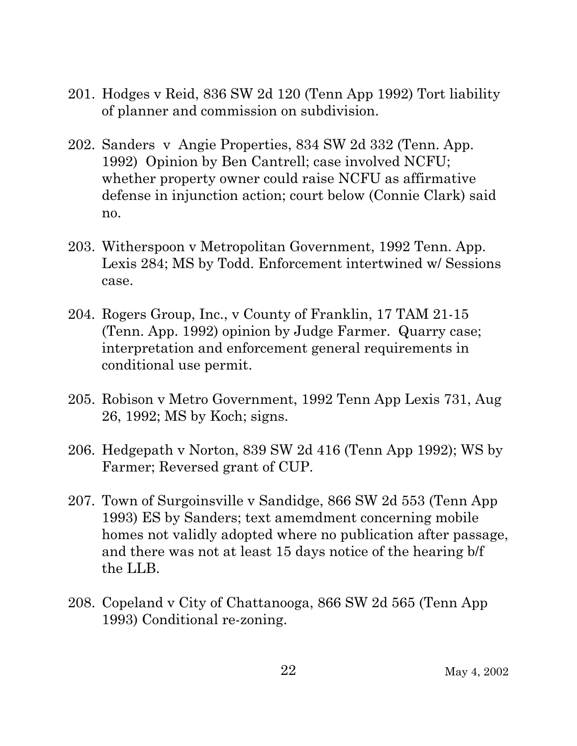201. Hodges v Reid, 836 SW 2d 120 (Tenn App 1992) Tort liability of planner and commission on subdivision.

202. Sanders v Angie Properties, 834 SW 2d 332 (Tenn. App. 1992) Opinion by Ben Cantrell; case involved NCFU; whether property owner could raise NCFU as affirmative defense in injunction action; court below (Connie Clark) said no.

203. Witherspoon v Metropolitan Government, 1992 Tenn. App. Lexis 284; MS by Todd. Enforcement intertwined w/ Sessions case.

204. Rogers Group, Inc., v County of Franklin, 17 TAM 21-15 (Tenn. App. 1992) opinion by Judge Farmer. Quarry case; interpretation and enforcement general requirements in conditional use permit.

205. Robison v Metro Government, 1992 Tenn App Lexis 731, Aug 26, 1992; MS by Koch; signs.

206. Hedgepath v Norton, 839 SW 2d 416 (Tenn App 1992); WS by Farmer; Reversed grant of CUP.

207. Town of Surgoinsville v Sandidge, 866 SW 2d 553 (Tenn App 1993) ES by Sanders; text amemdment concerning mobile homes not validly adopted where no publication after passage, and there was not at least 15 days notice of the hearing b/f the LLB.

208. Copeland v City of Chattanooga, 866 SW 2d 565 (Tenn App 1993) Conditional re-zoning.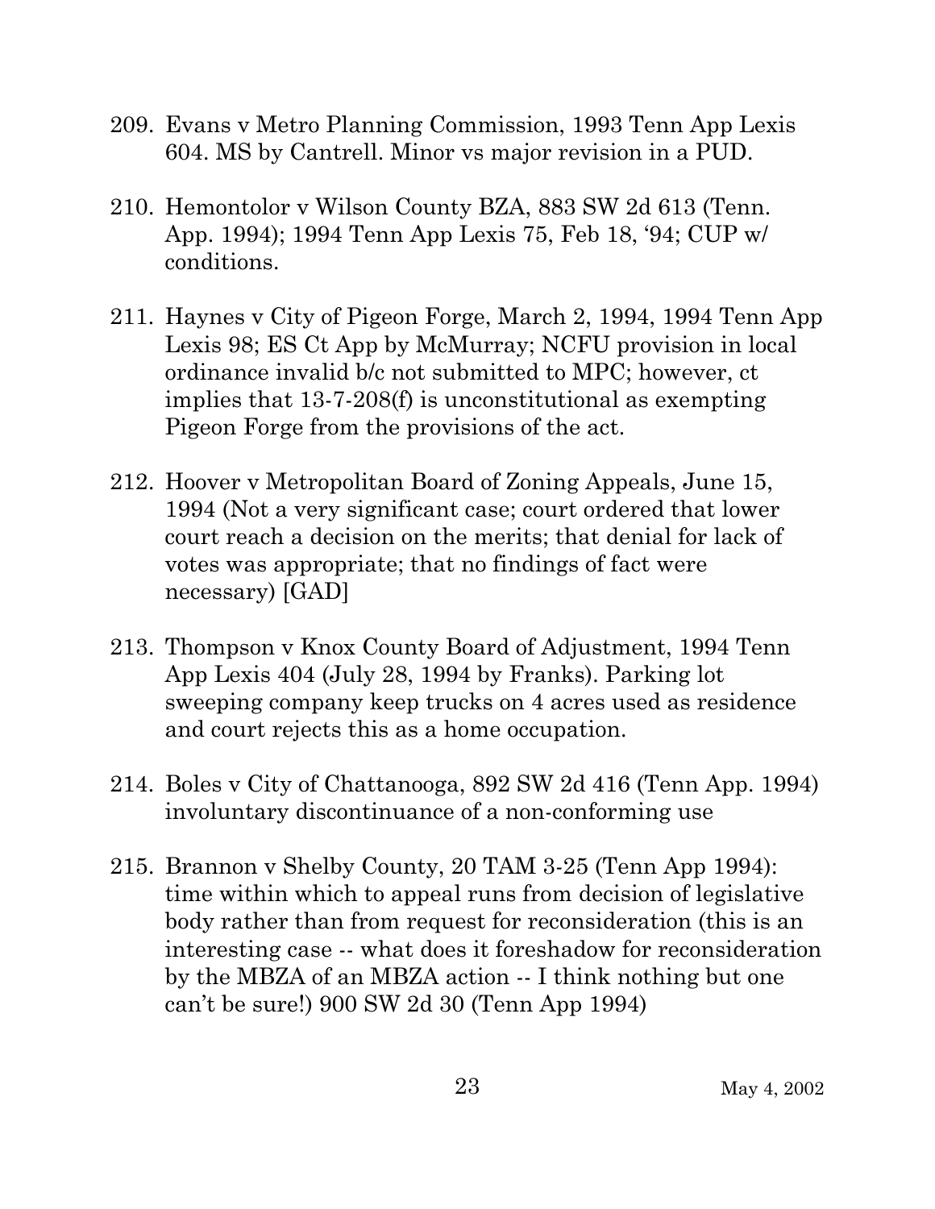209. Evans v Metro Planning Commission, 1993 Tenn App Lexis 604. MS by Cantrell. Minor vs major revision in a PUD.

210. Hemontolor v Wilson County BZA, 883 SW 2d 613 (Tenn. App. 1994); 1994 Tenn App Lexis 75, Feb 18, '94; CUP w/ conditions.

211. Haynes v City of Pigeon Forge, March 2, 1994, 1994 Tenn App Lexis 98; ES Ct App by McMurray; NCFU provision in local ordinance invalid b/c not submitted to MPC; however, ct implies that 13-7-208(f) is unconstitutional as exempting Pigeon Forge from the provisions of the act.

212. Hoover v Metropolitan Board of Zoning Appeals, June 15, 1994 (Not a very significant case; court ordered that lower court reach a decision on the merits; that denial for lack of votes was appropriate; that no findings of fact were necessary) [GAD]

213. Thompson v Knox County Board of Adjustment, 1994 Tenn App Lexis 404 (July 28, 1994 by Franks). Parking lot sweeping company keep trucks on 4 acres used as residence and court rejects this as a home occupation.

214. Boles v City of Chattanooga, 892 SW 2d 416 (Tenn App. 1994) involuntary discontinuance of a non-conforming use

215. Brannon v Shelby County, 20 TAM 3-25 (Tenn App 1994): time within which to appeal runs from decision of legislative body rather than from request for reconsideration (this is an interesting case -- what does it foreshadow for reconsideration by the MBZA of an MBZA action -- I think nothing but one can't be sure!) 900 SW 2d 30 (Tenn App 1994)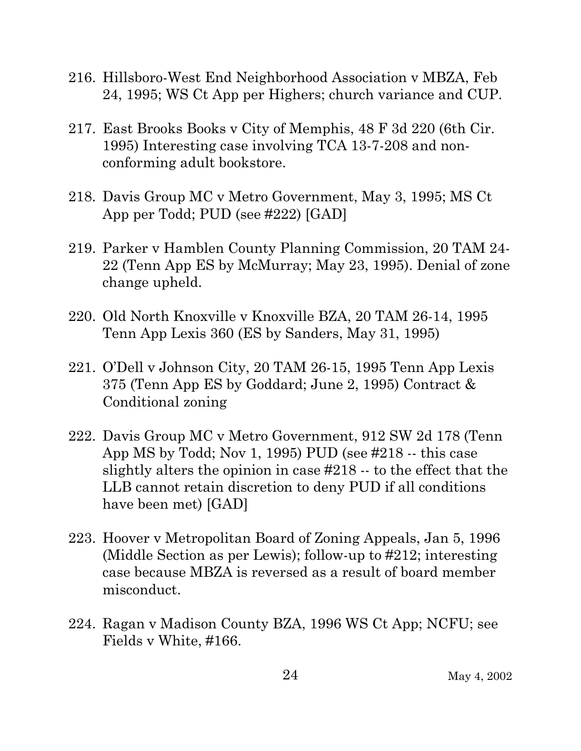216. Hillsboro-West End Neighborhood Association v MBZA, Feb 24, 1995; WS Ct App per Highers; church variance and CUP.

217. East Brooks Books v City of Memphis, 48 F 3d 220 (6th Cir. 1995) Interesting case involving TCA 13-7-208 and non-conforming adult bookstore.

218. Davis Group MC v Metro Government, May 3, 1995; MS Ct App per Todd; PUD (see #222) [GAD]

219. Parker v Hamblen County Planning Commission, 20 TAM 24-22 (Tenn App ES by McMurray; May 23, 1995). Denial of zone change upheld.

220. Old North Knoxville v Knoxville BZA, 20 TAM 26-14, 1995 Tenn App Lexis 360 (ES by Sanders, May 31, 1995)

221. O'Dell v Johnson City, 20 TAM 26-15, 1995 Tenn App Lexis 375 (Tenn App ES by Goddard; June 2, 1995) Contract & Conditional zoning

222. Davis Group MC v Metro Government, 912 SW 2d 178 (Tenn App MS by Todd; Nov 1, 1995) PUD (see #218 -- this case slightly alters the opinion in case #218 -- to the effect that the LLB cannot retain discretion to deny PUD if all conditions have been met) [GAD]

223. Hoover v Metropolitan Board of Zoning Appeals, Jan 5, 1996 (Middle Section as per Lewis); follow-up to #212; interesting case because MBZA is reversed as a result of board member misconduct.

224. Ragan v Madison County BZA, 1996 WS Ct App; NCFU; see Fields v White, #166.

May 4, 2002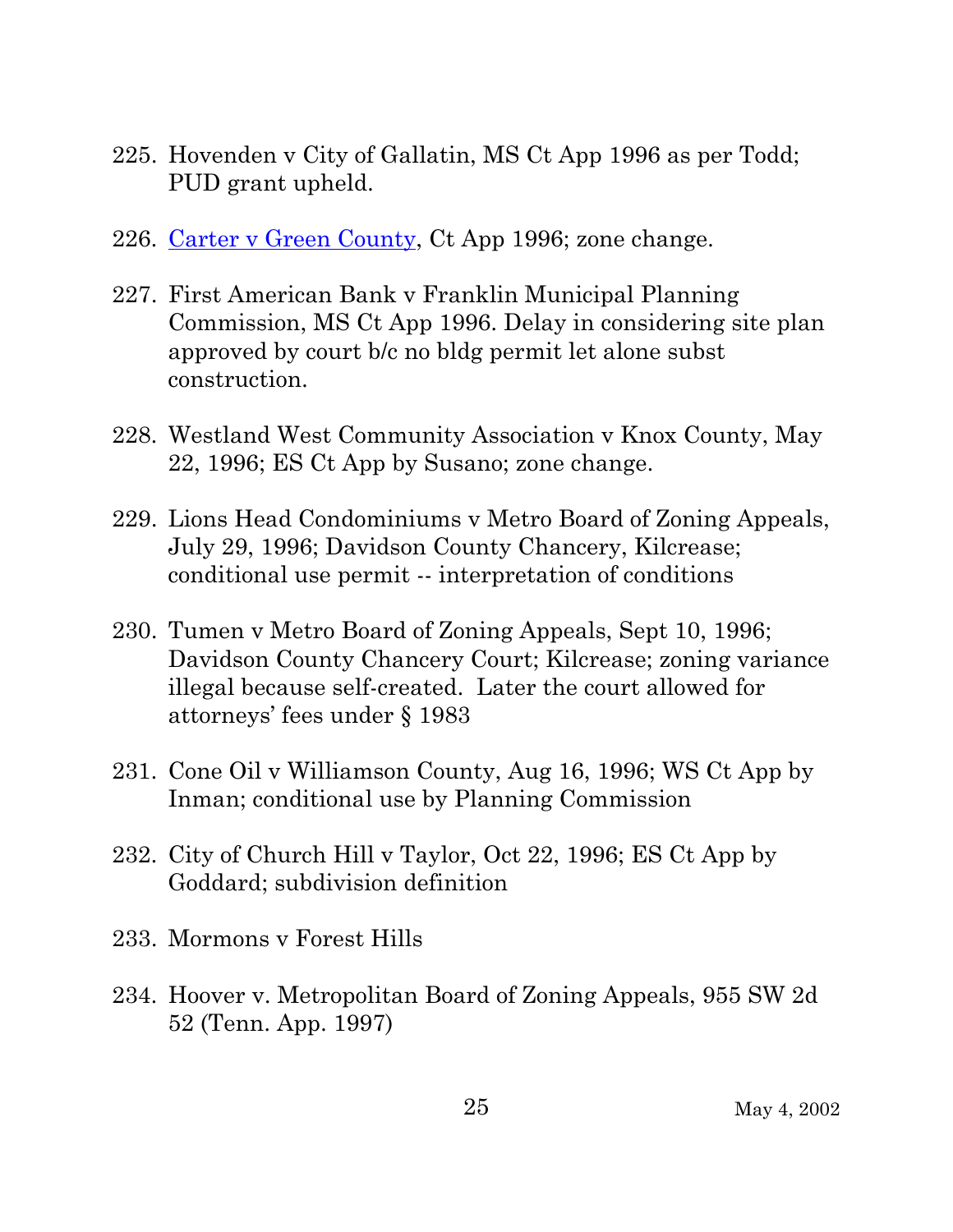225. Hovenden v City of Gallatin, MS Ct App 1996 as per Todd; PUD grant upheld.

226. Carter v Green County, Ct App 1996; zone change.

227. First American Bank v Franklin Municipal Planning Commission, MS Ct App 1996. Delay in considering site plan approved by court b/c no bldg permit let alone subst construction.

228. Westland West Community Association v Knox County, May 22, 1996; ES Ct App by Susano; zone change.

229. Lions Head Condominiums v Metro Board of Zoning Appeals, July 29, 1996; Davidson County Chancery, Kilcrease; conditional use permit -- interpretation of conditions

230. Tumen v Metro Board of Zoning Appeals, Sept 10, 1996; Davidson County Chancery Court; Kilcrease; zoning variance illegal because self-created. Later the court allowed for attorneys' fees under § 1983

231. Cone Oil v Williamson County, Aug 16, 1996; WS Ct App by Inman; conditional use by Planning Commission

232. City of Church Hill v Taylor, Oct 22, 1996; ES Ct App by Goddard; subdivision definition

233. Mormons v Forest Hills

234. Hoover v. Metropolitan Board of Zoning Appeals, 955 SW 2d 52 (Tenn. App. 1997)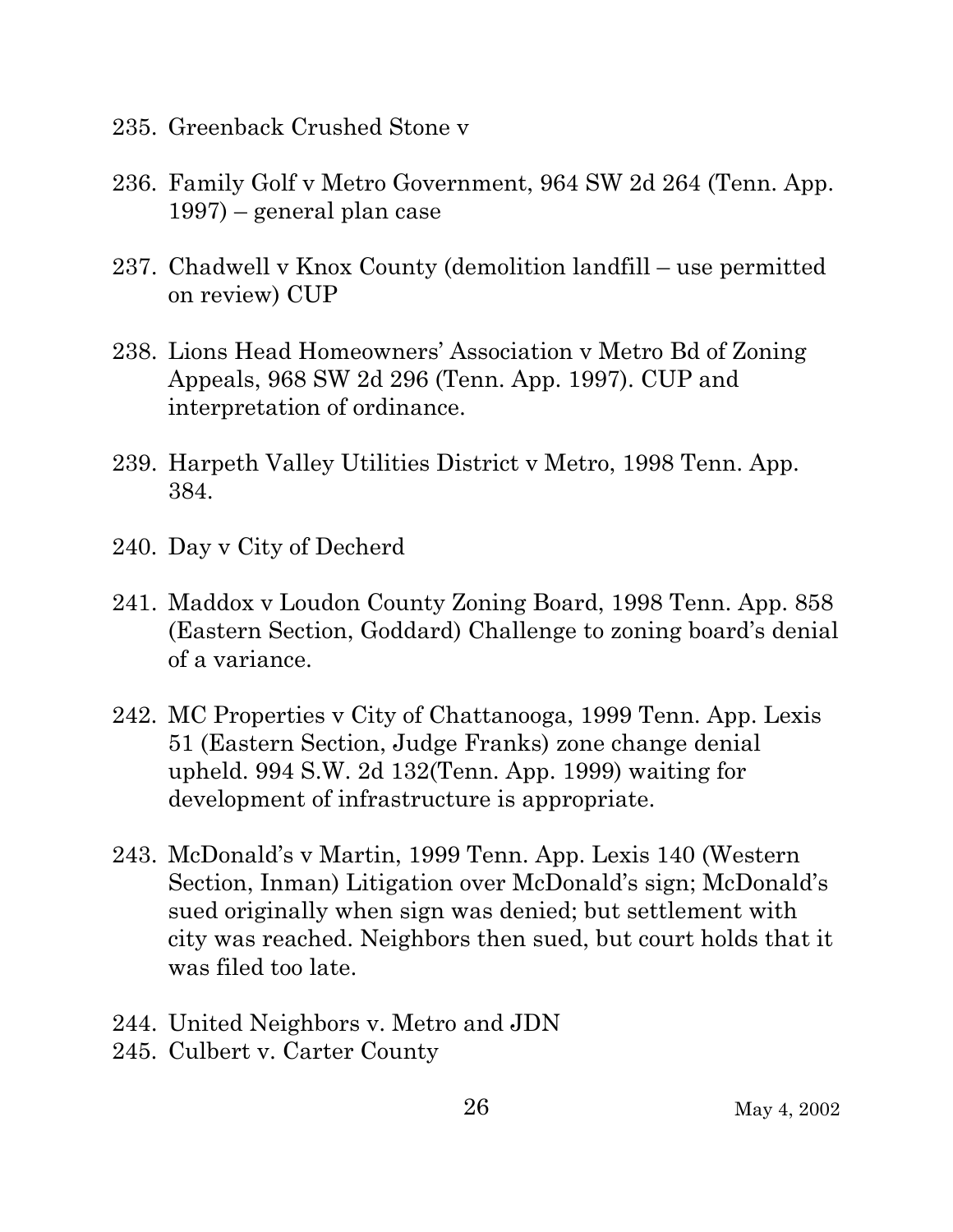235. Greenback Crushed Stone v

236. Family Golf v Metro Government, 964 SW 2d 264 (Tenn. App. 1997) – general plan case

237. Chadwell v Knox County (demolition landfill – use permitted on review) CUP

238. Lions Head Homeowners' Association v Metro Bd of Zoning Appeals, 968 SW 2d 296 (Tenn. App. 1997). CUP and interpretation of ordinance.

239. Harpeth Valley Utilities District v Metro, 1998 Tenn. App. 384.

240. Day v City of Decherd

241. Maddox v Loudon County Zoning Board, 1998 Tenn. App. 858 (Eastern Section, Goddard) Challenge to zoning board's denial of a variance.

242. MC Properties v City of Chattanooga, 1999 Tenn. App. Lexis 51 (Eastern Section, Judge Franks) zone change denial upheld. 994 S.W. 2d 132(Tenn. App. 1999) waiting for development of infrastructure is appropriate.

243. McDonald's v Martin, 1999 Tenn. App. Lexis 140 (Western Section, Inman) Litigation over McDonald's sign; McDonald's sued originally when sign was denied; but settlement with city was reached. Neighbors then sued, but court holds that it was filed too late.

244. United Neighbors v. Metro and JDN
245. Culbert v. Carter County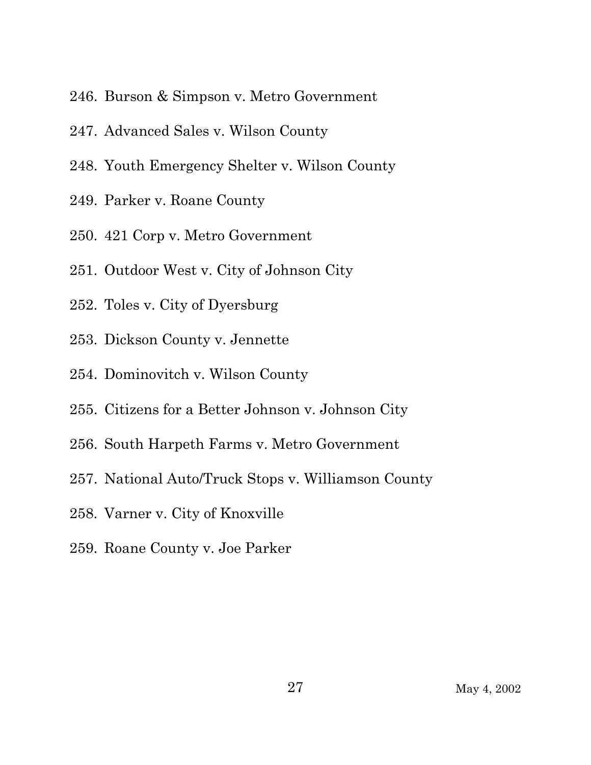246. Burson & Simpson v. Metro Government

247. Advanced Sales v. Wilson County

248. Youth Emergency Shelter v. Wilson County

249. Parker v. Roane County

250. 421 Corp v. Metro Government

251. Outdoor West v. City of Johnson City

252. Toles v. City of Dyersburg

253. Dickson County v. Jennette

254. Dominovitch v. Wilson County

255. Citizens for a Better Johnson v. Johnson City

256. South Harpeth Farms v. Metro Government

257. National Auto/Truck Stops v. Williamson County

258. Varner v. City of Knoxville

259. Roane County v. Joe Parker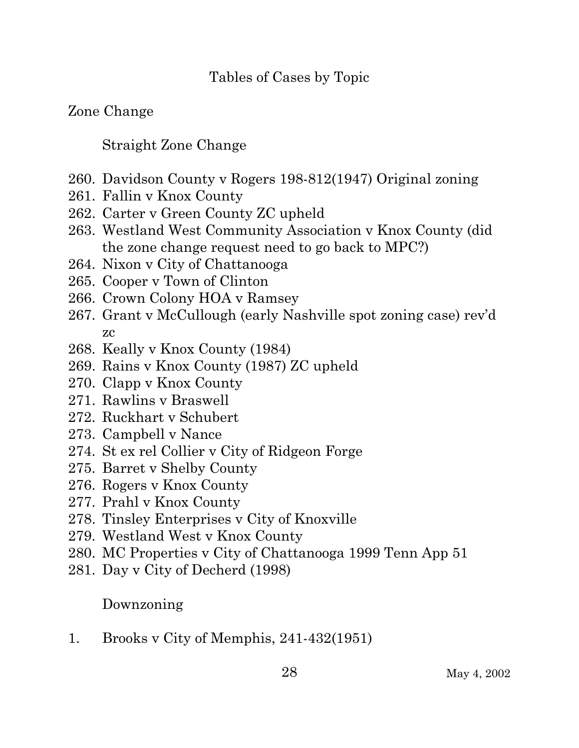# Tables of Cases by Topic

## Zone Change

### Straight Zone Change

260. Davidson County v Rogers 198-812(1947) Original zoning
261. Fallin v Knox County
262. Carter v Green County ZC upheld
263. Westland West Community Association v Knox County (did the zone change request need to go back to MPC?)
264. Nixon v City of Chattanooga
265. Cooper v Town of Clinton
266. Crown Colony HOA v Ramsey
267. Grant v McCullough (early Nashville spot zoning case) rev'd zc
268. Keally v Knox County (1984)
269. Rains v Knox County (1987) ZC upheld
270. Clapp v Knox County
271. Rawlins v Braswell
272. Ruckhart v Schubert
273. Campbell v Nance
274. St ex rel Collier v City of Ridgeon Forge
275. Barret v Shelby County
276. Rogers v Knox County
277. Prahl v Knox County
278. Tinsley Enterprises v City of Knoxville
279. Westland West v Knox County
280. MC Properties v City of Chattanooga 1999 Tenn App 51
281. Day v City of Decherd (1998)

### Downzoning

1. Brooks v City of Memphis, 241-432(1951)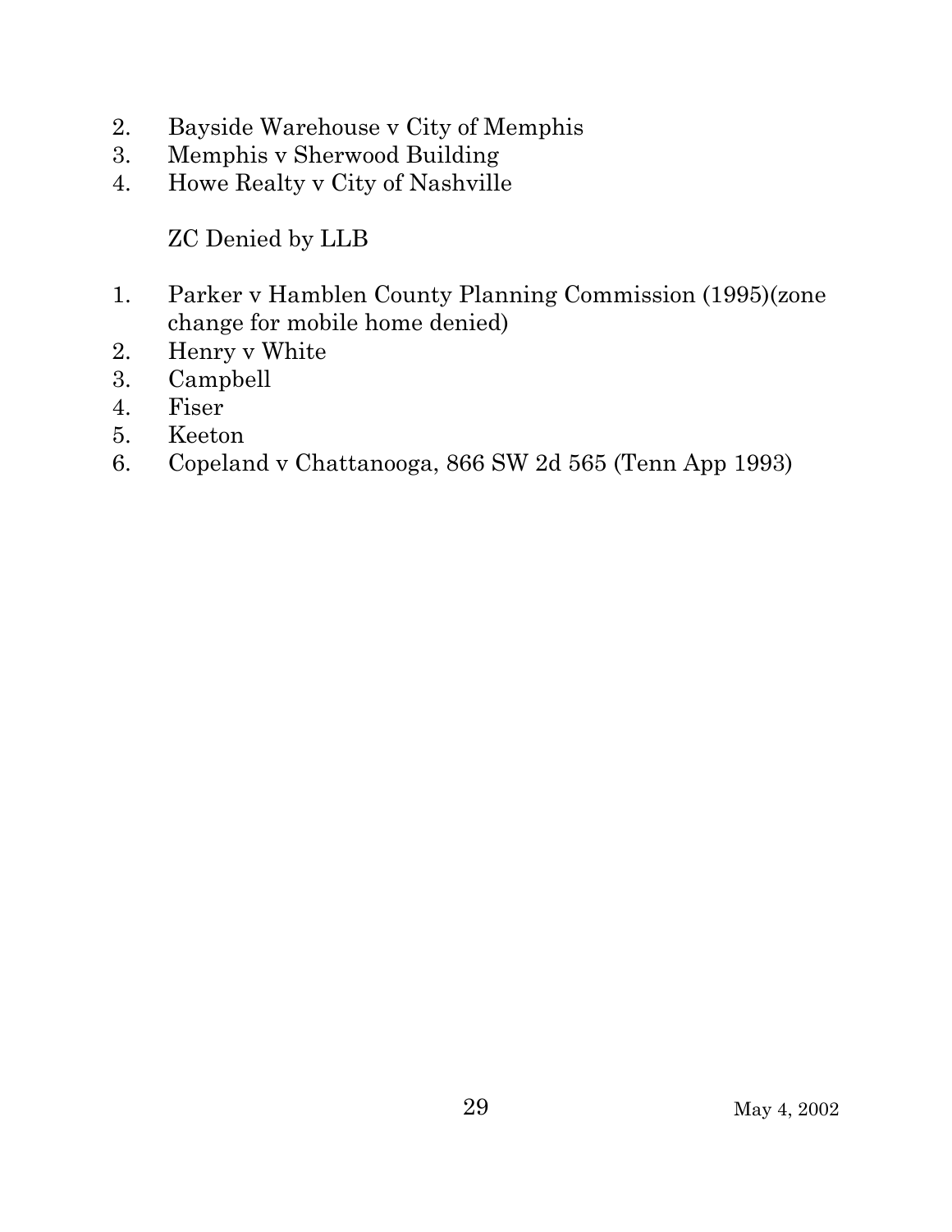2. Bayside Warehouse v City of Memphis
3. Memphis v Sherwood Building
4. Howe Realty v City of Nashville

ZC Denied by LLB

1. Parker v Hamblen County Planning Commission (1995)(zone change for mobile home denied)
2. Henry v White
3. Campbell
4. Fiser
5. Keeton
6. Copeland v Chattanooga, 866 SW 2d 565 (Tenn App 1993)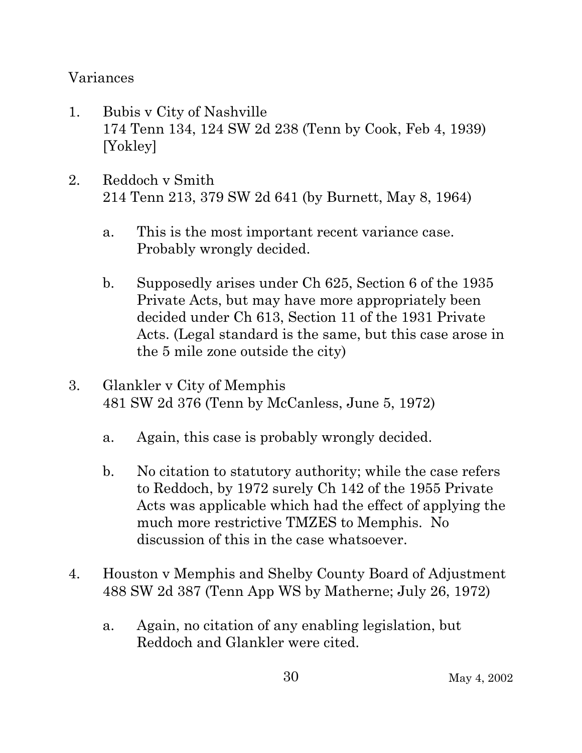Variances

1. Bubis v City of Nashville
   174 Tenn 134, 124 SW 2d 238 (Tenn by Cook, Feb 4, 1939) [Yokley]

2. Reddoch v Smith
   214 Tenn 213, 379 SW 2d 641 (by Burnett, May 8, 1964)

   a. This is the most important recent variance case. Probably wrongly decided.

   b. Supposedly arises under Ch 625, Section 6 of the 1935 Private Acts, but may have more appropriately been decided under Ch 613, Section 11 of the 1931 Private Acts. (Legal standard is the same, but this case arose in the 5 mile zone outside the city)

3. Glankler v City of Memphis
   481 SW 2d 376 (Tenn by McCanless, June 5, 1972)

   a. Again, this case is probably wrongly decided.

   b. No citation to statutory authority; while the case refers to Reddoch, by 1972 surely Ch 142 of the 1955 Private Acts was applicable which had the effect of applying the much more restrictive TMZES to Memphis. No discussion of this in the case whatsoever.

4. Houston v Memphis and Shelby County Board of Adjustment
   488 SW 2d 387 (Tenn App WS by Matherne; July 26, 1972)

   a. Again, no citation of any enabling legislation, but Reddoch and Glankler were cited.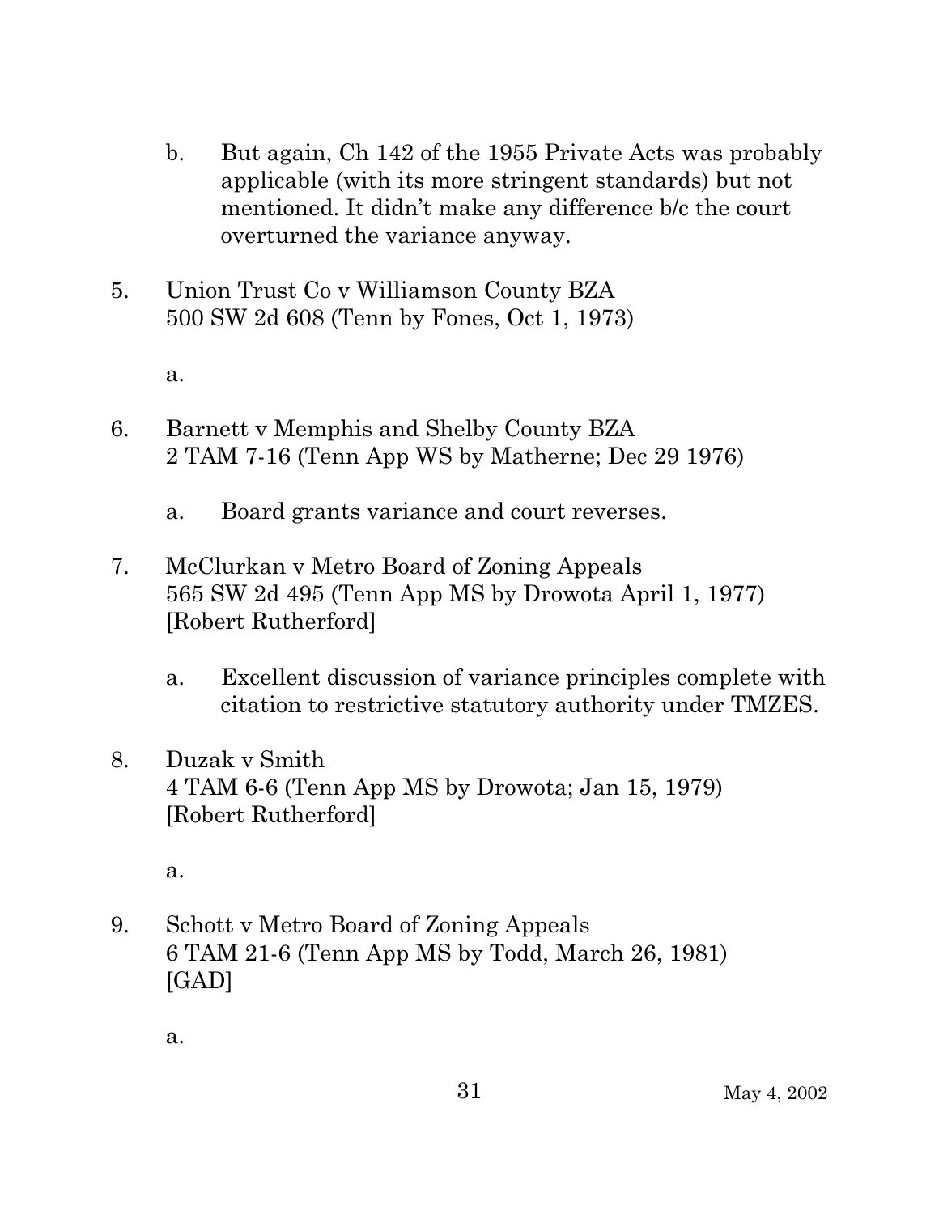b. But again, Ch 142 of the 1955 Private Acts was probably applicable (with its more stringent standards) but not mentioned. It didn't make any difference b/c the court overturned the variance anyway.

5. Union Trust Co v Williamson County BZA
   500 SW 2d 608 (Tenn by Fones, Oct 1, 1973)

   a.

6. Barnett v Memphis and Shelby County BZA
   2 TAM 7-16 (Tenn App WS by Matherne; Dec 29 1976)

   a. Board grants variance and court reverses.

7. McClurkan v Metro Board of Zoning Appeals
   565 SW 2d 495 (Tenn App MS by Drowota April 1, 1977)
   [Robert Rutherford]

   a. Excellent discussion of variance principles complete with citation to restrictive statutory authority under TMZES.

8. Duzak v Smith
   4 TAM 6-6 (Tenn App MS by Drowota; Jan 15, 1979)
   [Robert Rutherford]

   a.

9. Schott v Metro Board of Zoning Appeals
   6 TAM 21-6 (Tenn App MS by Todd, March 26, 1981)
   [GAD]

   a.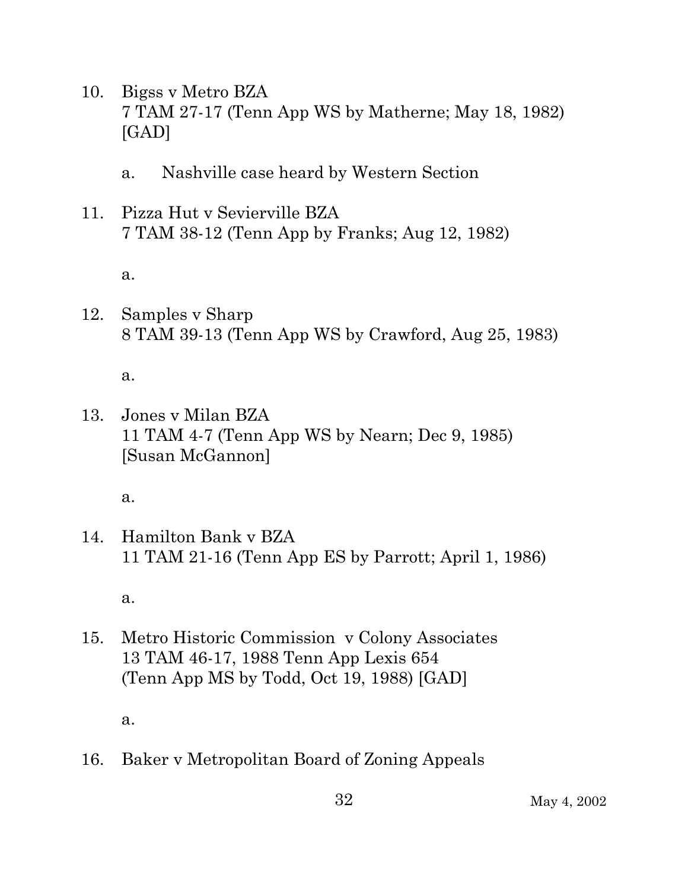10. Bigss v Metro BZA
    7 TAM 27-17 (Tenn App WS by Matherne; May 18, 1982)
    [GAD]

    a. Nashville case heard by Western Section

11. Pizza Hut v Sevierville BZA
    7 TAM 38-12 (Tenn App by Franks; Aug 12, 1982)

    a.

12. Samples v Sharp
    8 TAM 39-13 (Tenn App WS by Crawford, Aug 25, 1983)

    a.

13. Jones v Milan BZA
    11 TAM 4-7 (Tenn App WS by Nearn; Dec 9, 1985)
    [Susan McGannon]

    a.

14. Hamilton Bank v BZA
    11 TAM 21-16 (Tenn App ES by Parrott; April 1, 1986)

    a.

15. Metro Historic Commission v Colony Associates
    13 TAM 46-17, 1988 Tenn App Lexis 654
    (Tenn App MS by Todd, Oct 19, 1988) [GAD]

    a.

16. Baker v Metropolitan Board of Zoning Appeals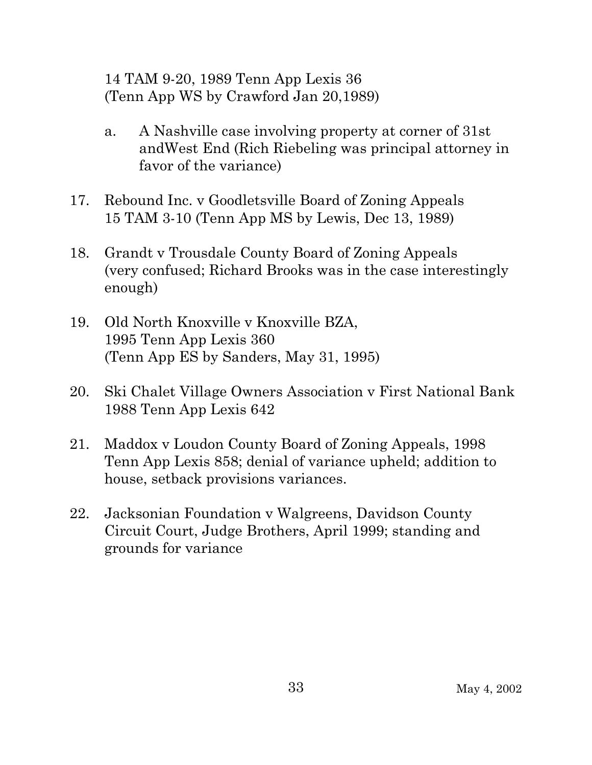14 TAM 9-20, 1989 Tenn App Lexis 36
(Tenn App WS by Crawford Jan 20,1989)

a. A Nashville case involving property at corner of 31st andWest End (Rich Riebeling was principal attorney in favor of the variance)

17. Rebound Inc. v Goodletsville Board of Zoning Appeals
15 TAM 3-10 (Tenn App MS by Lewis, Dec 13, 1989)

18. Grandt v Trousdale County Board of Zoning Appeals
(very confused; Richard Brooks was in the case interestingly enough)

19. Old North Knoxville v Knoxville BZA,
1995 Tenn App Lexis 360
(Tenn App ES by Sanders, May 31, 1995)

20. Ski Chalet Village Owners Association v First National Bank
1988 Tenn App Lexis 642

21. Maddox v Loudon County Board of Zoning Appeals, 1998 Tenn App Lexis 858; denial of variance upheld; addition to house, setback provisions variances.

22. Jacksonian Foundation v Walgreens, Davidson County Circuit Court, Judge Brothers, April 1999; standing and grounds for variance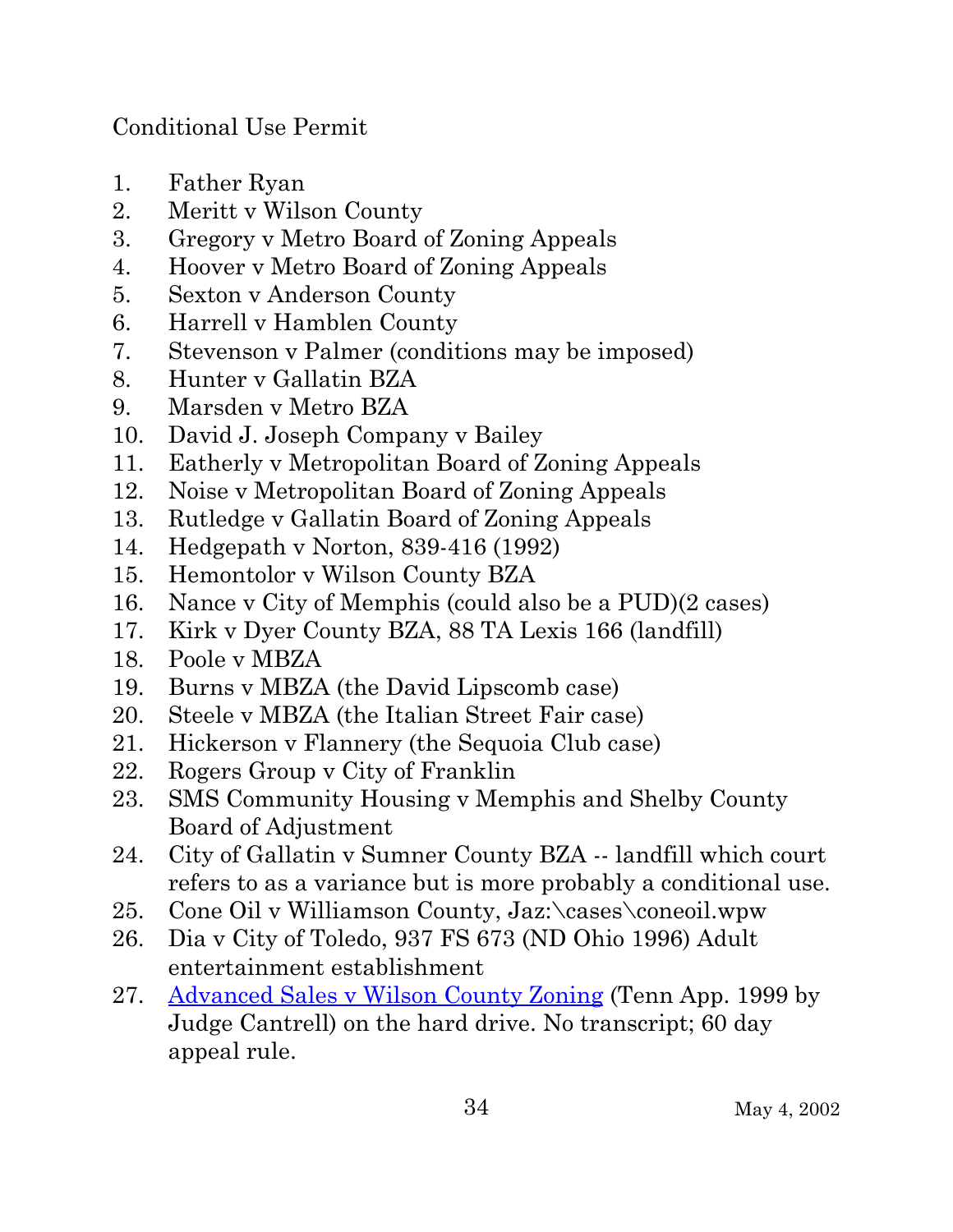Conditional Use Permit

1. Father Ryan
2. Meritt v Wilson County
3. Gregory v Metro Board of Zoning Appeals
4. Hoover v Metro Board of Zoning Appeals
5. Sexton v Anderson County
6. Harrell v Hamblen County
7. Stevenson v Palmer (conditions may be imposed)
8. Hunter v Gallatin BZA
9. Marsden v Metro BZA
10. David J. Joseph Company v Bailey
11. Eatherly v Metropolitan Board of Zoning Appeals
12. Noise v Metropolitan Board of Zoning Appeals
13. Rutledge v Gallatin Board of Zoning Appeals
14. Hedgepath v Norton, 839-416 (1992)
15. Hemontolor v Wilson County BZA
16. Nance v City of Memphis (could also be a PUD)(2 cases)
17. Kirk v Dyer County BZA, 88 TA Lexis 166 (landfill)
18. Poole v MBZA
19. Burns v MBZA (the David Lipscomb case)
20. Steele v MBZA (the Italian Street Fair case)
21. Hickerson v Flannery (the Sequoia Club case)
22. Rogers Group v City of Franklin
23. SMS Community Housing v Memphis and Shelby County Board of Adjustment
24. City of Gallatin v Sumner County BZA -- landfill which court refers to as a variance but is more probably a conditional use.
25. Cone Oil v Williamson County, Jaz:\cases\coneoil.wpw
26. Dia v City of Toledo, 937 FS 673 (ND Ohio 1996) Adult entertainment establishment
27. Advanced Sales v Wilson County Zoning (Tenn App. 1999 by Judge Cantrell) on the hard drive. No transcript; 60 day appeal rule.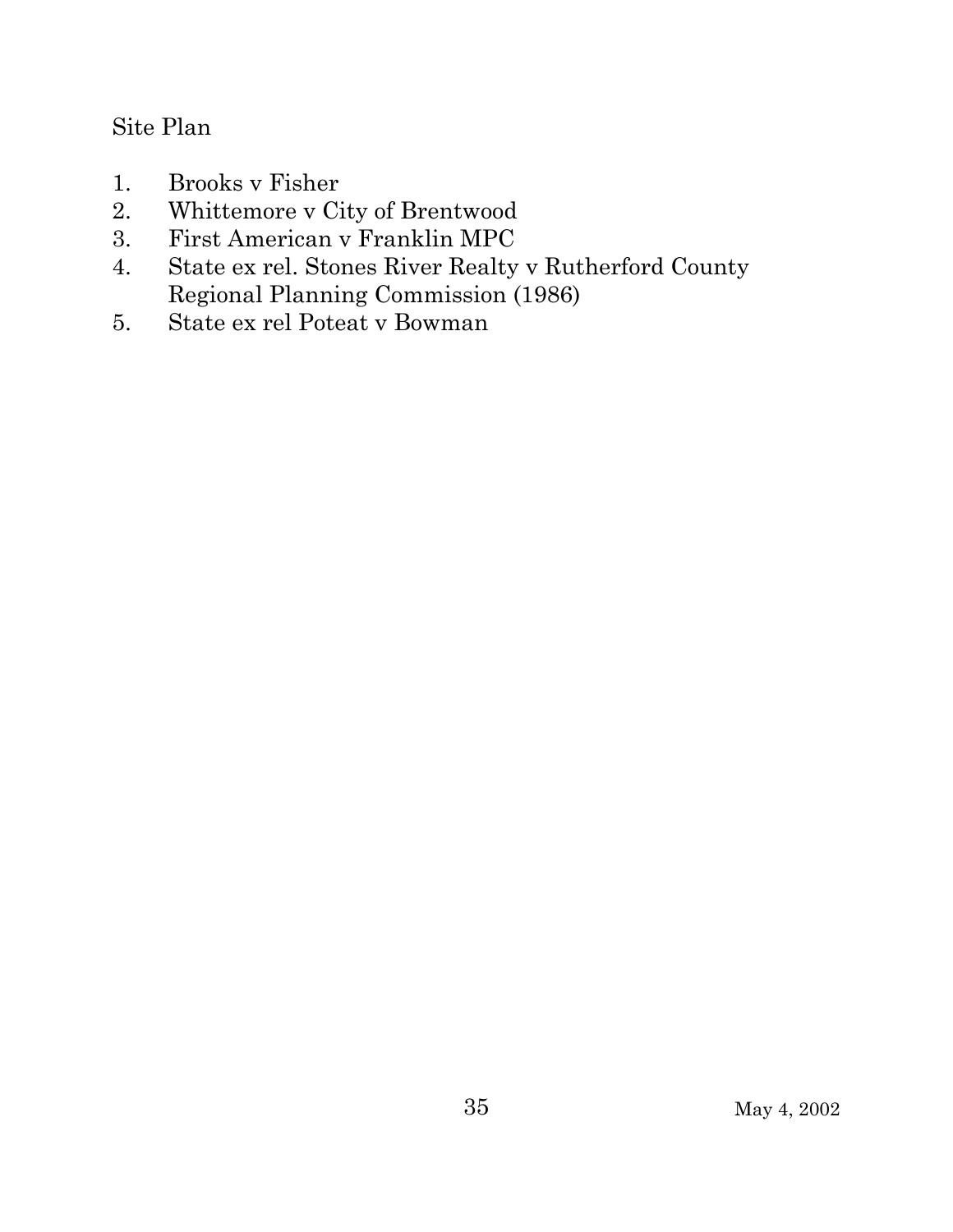Site Plan

1. Brooks v Fisher
2. Whittemore v City of Brentwood
3. First American v Franklin MPC
4. State ex rel. Stones River Realty v Rutherford County Regional Planning Commission (1986)
5. State ex rel Poteat v Bowman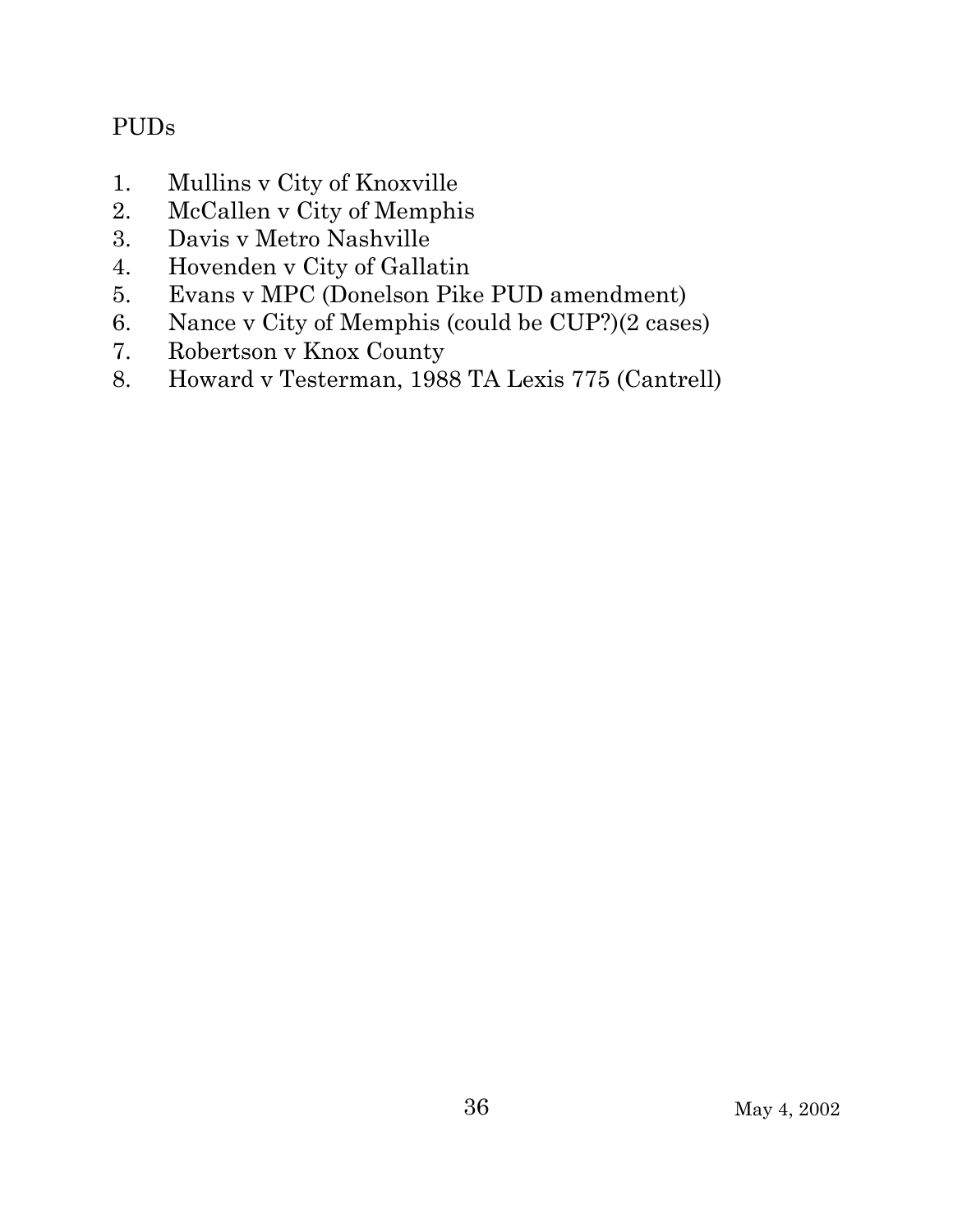PUDs

1. Mullins v City of Knoxville
2. McCallen v City of Memphis
3. Davis v Metro Nashville
4. Hovenden v City of Gallatin
5. Evans v MPC (Donelson Pike PUD amendment)
6. Nance v City of Memphis (could be CUP?)(2 cases)
7. Robertson v Knox County
8. Howard v Testerman, 1988 TA Lexis 775 (Cantrell)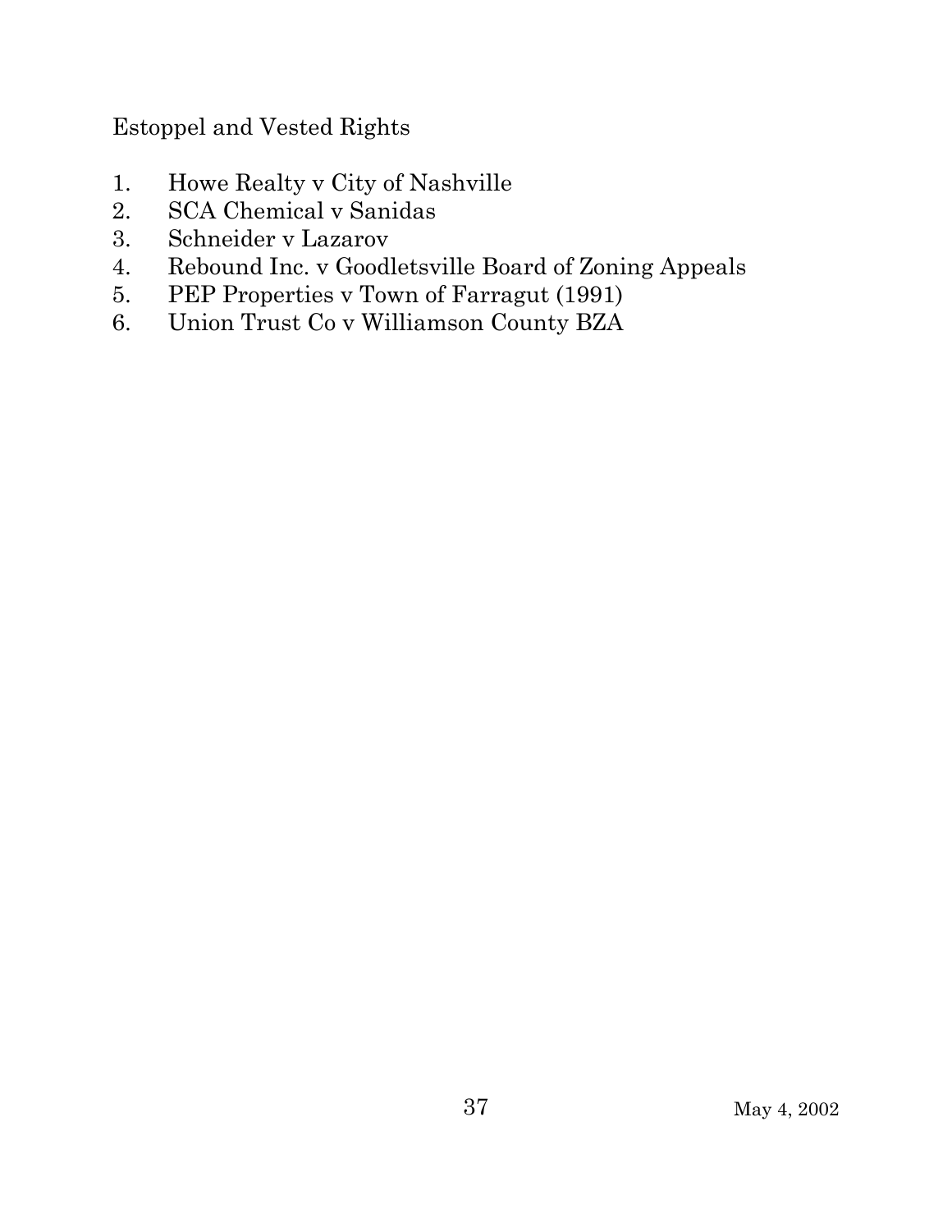Estoppel and Vested Rights

1. Howe Realty v City of Nashville
2. SCA Chemical v Sanidas
3. Schneider v Lazarov
4. Rebound Inc. v Goodletsville Board of Zoning Appeals
5. PEP Properties v Town of Farragut (1991)
6. Union Trust Co v Williamson County BZA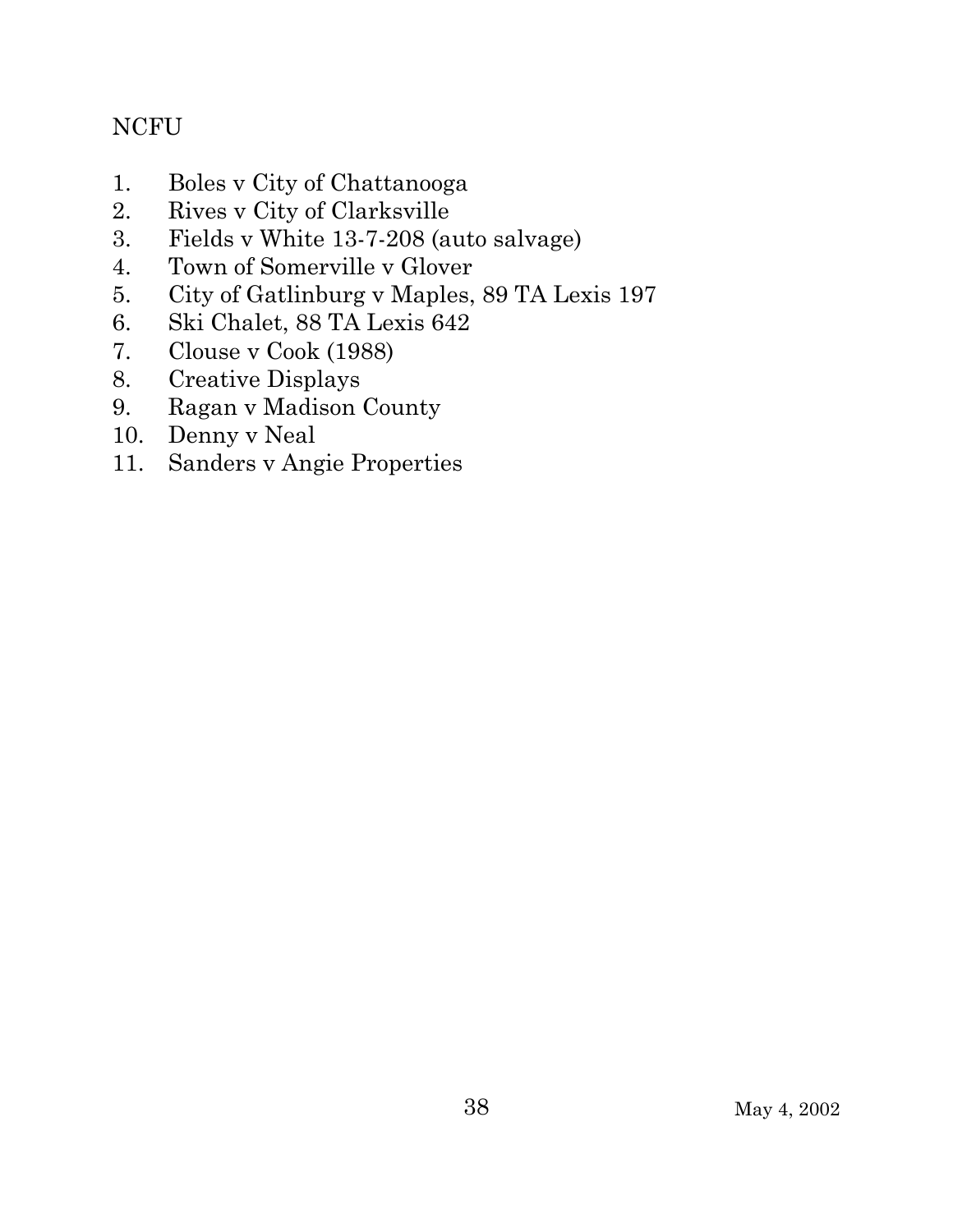NCFU

1. Boles v City of Chattanooga
2. Rives v City of Clarksville
3. Fields v White 13-7-208 (auto salvage)
4. Town of Somerville v Glover
5. City of Gatlinburg v Maples, 89 TA Lexis 197
6. Ski Chalet, 88 TA Lexis 642
7. Clouse v Cook (1988)
8. Creative Displays
9. Ragan v Madison County
10. Denny v Neal
11. Sanders v Angie Properties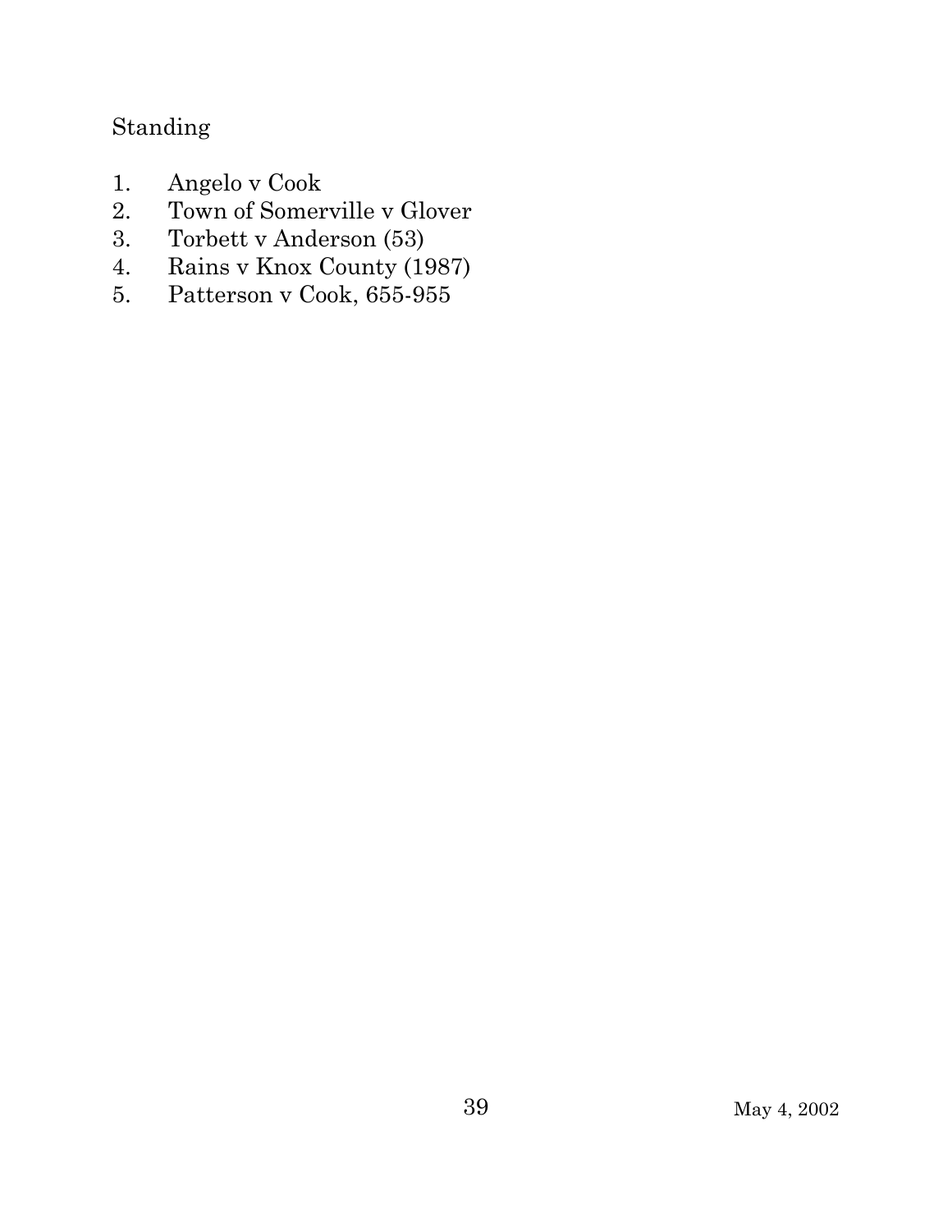Standing

1. Angelo v Cook
2. Town of Somerville v Glover
3. Torbett v Anderson (53)
4. Rains v Knox County (1987)
5. Patterson v Cook, 655-955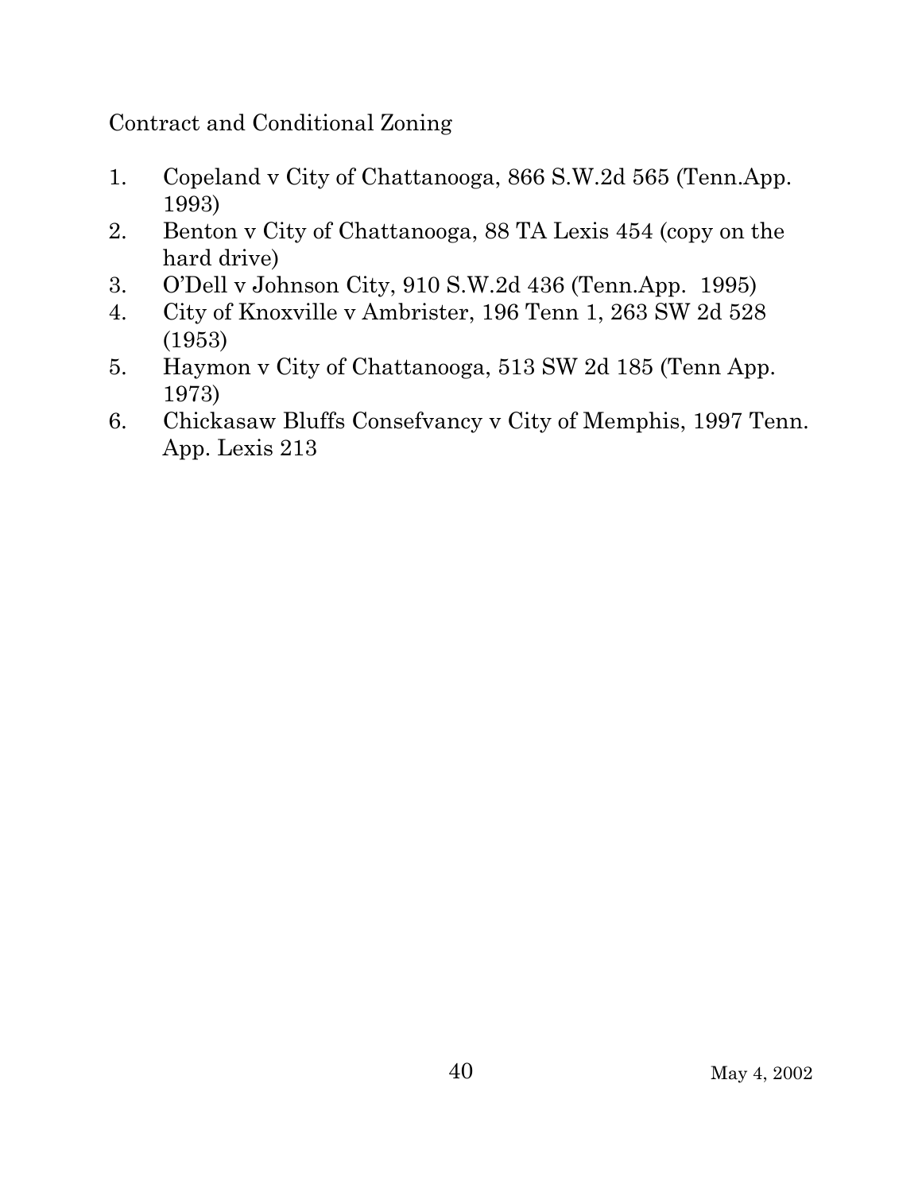Contract and Conditional Zoning

1. Copeland v City of Chattanooga, 866 S.W.2d 565 (Tenn.App. 1993)
2. Benton v City of Chattanooga, 88 TA Lexis 454 (copy on the hard drive)
3. O'Dell v Johnson City, 910 S.W.2d 436 (Tenn.App. 1995)
4. City of Knoxville v Ambrister, 196 Tenn 1, 263 SW 2d 528 (1953)
5. Haymon v City of Chattanooga, 513 SW 2d 185 (Tenn App. 1973)
6. Chickasaw Bluffs Consefvancy v City of Memphis, 1997 Tenn. App. Lexis 213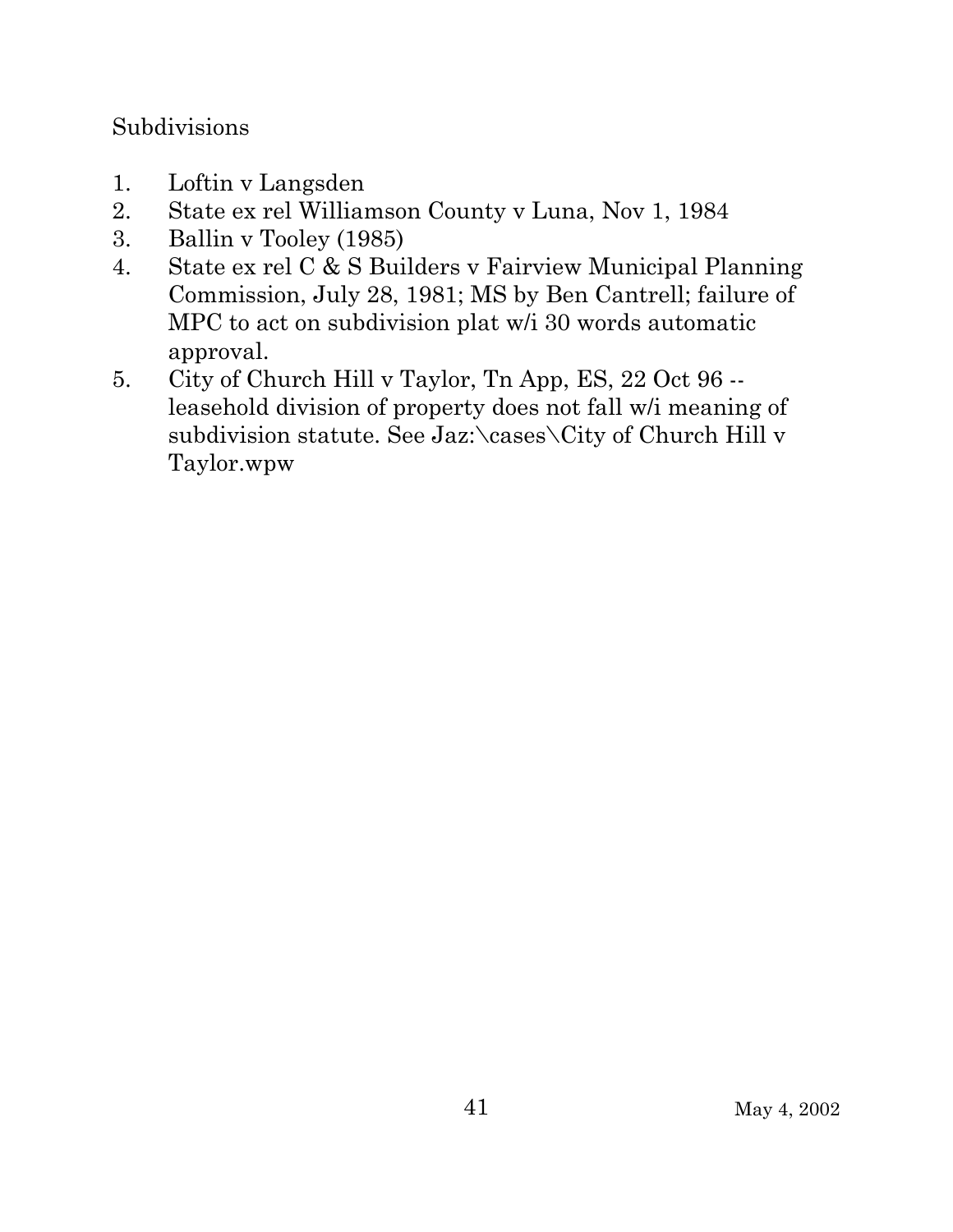Subdivisions

1. Loftin v Langsden
2. State ex rel Williamson County v Luna, Nov 1, 1984
3. Ballin v Tooley (1985)
4. State ex rel C & S Builders v Fairview Municipal Planning Commission, July 28, 1981; MS by Ben Cantrell; failure of MPC to act on subdivision plat w/i 30 words automatic approval.
5. City of Church Hill v Taylor, Tn App, ES, 22 Oct 96 -- leasehold division of property does not fall w/i meaning of subdivision statute. See Jaz:\cases\City of Church Hill v Taylor.wpw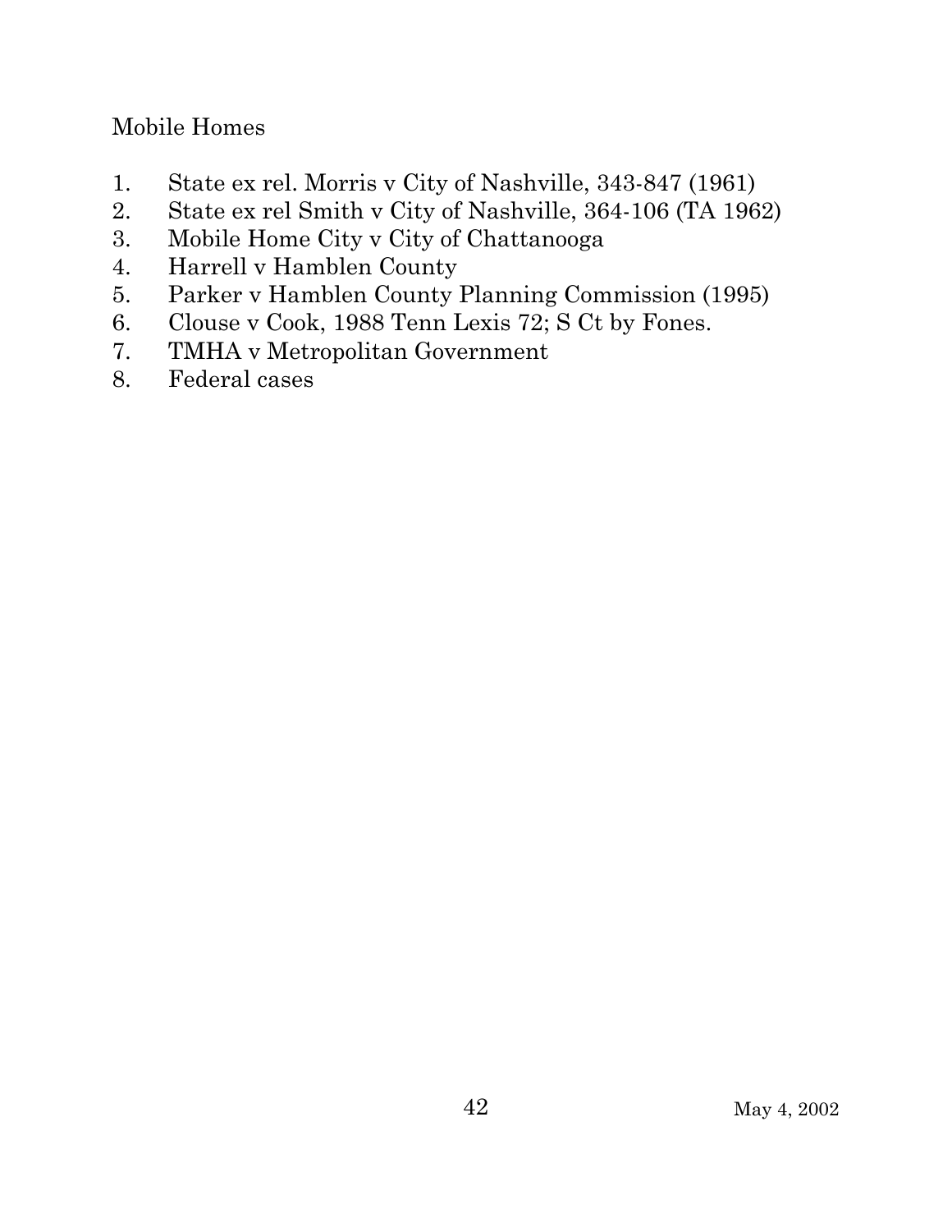Mobile Homes

1. State ex rel. Morris v City of Nashville, 343-847 (1961)
2. State ex rel Smith v City of Nashville, 364-106 (TA 1962)
3. Mobile Home City v City of Chattanooga
4. Harrell v Hamblen County
5. Parker v Hamblen County Planning Commission (1995)
6. Clouse v Cook, 1988 Tenn Lexis 72; S Ct by Fones.
7. TMHA v Metropolitan Government
8. Federal cases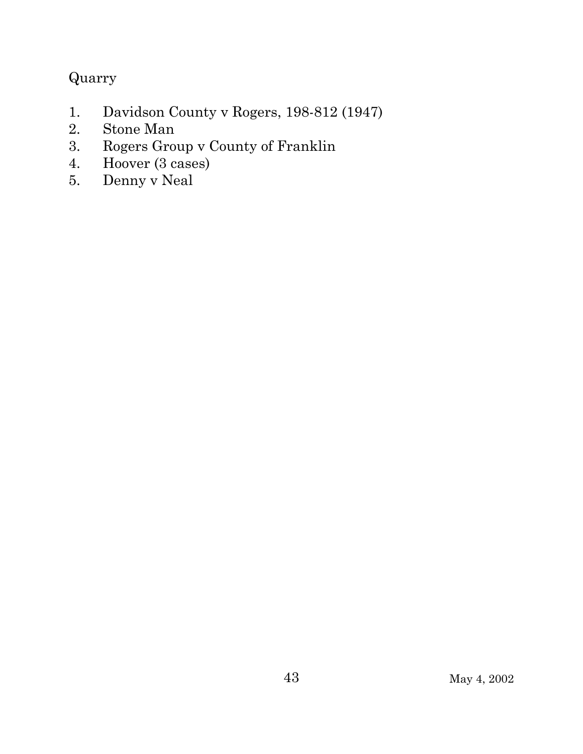Quarry

1. Davidson County v Rogers, 198-812 (1947)
2. Stone Man
3. Rogers Group v County of Franklin
4. Hoover (3 cases)
5. Denny v Neal

May 4, 2002